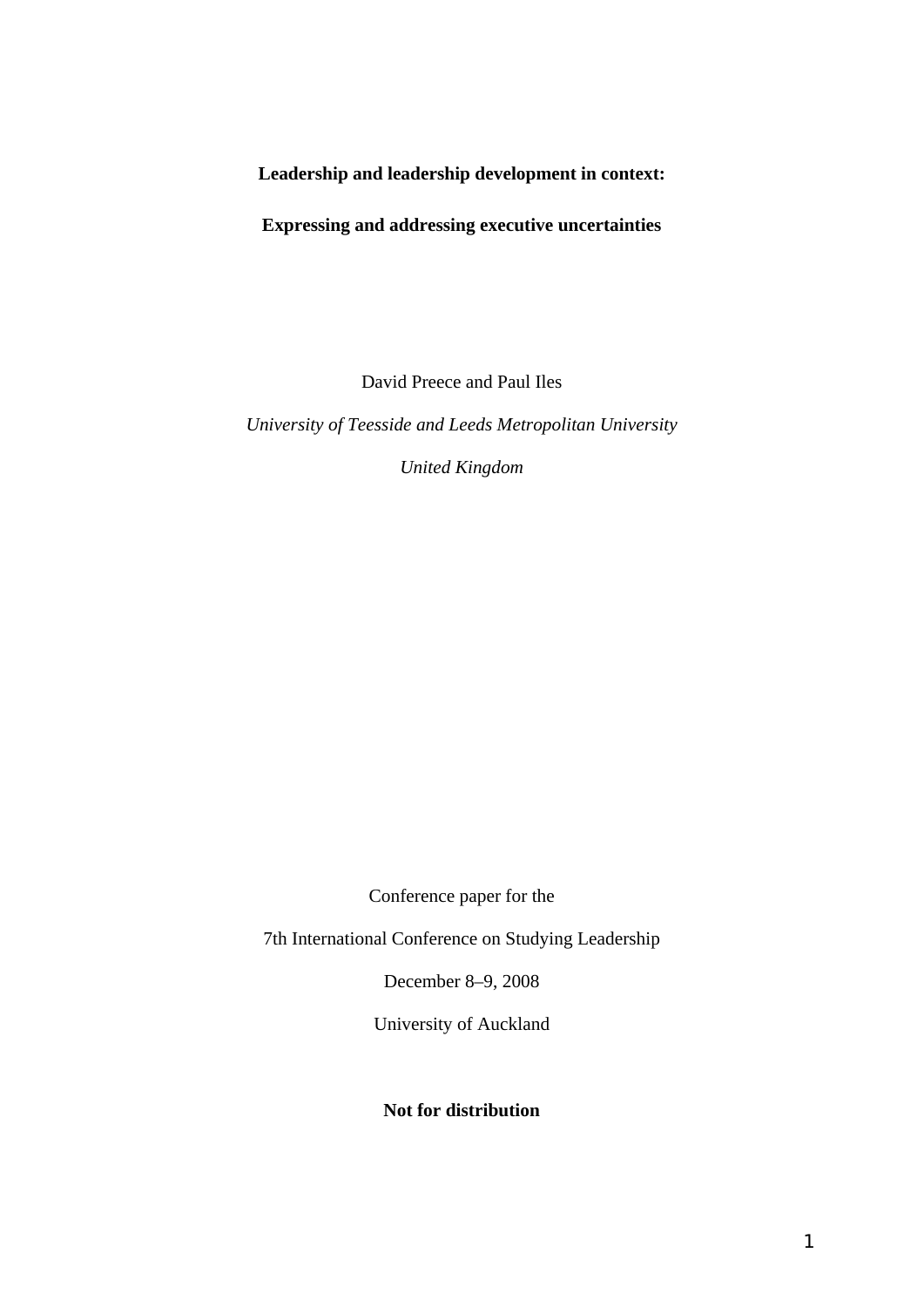# Leadership and leadership development in context:

# Expressing and addressing executive uncertainties

David Preece and Paul Iles

*University of Teesside and Leeds Metropolitan University*

*United Kingdom*

Conference paper for the

7th International Conference on Studying Leadership

December 8–9, 2008

University of Auckland

**Not for distribution**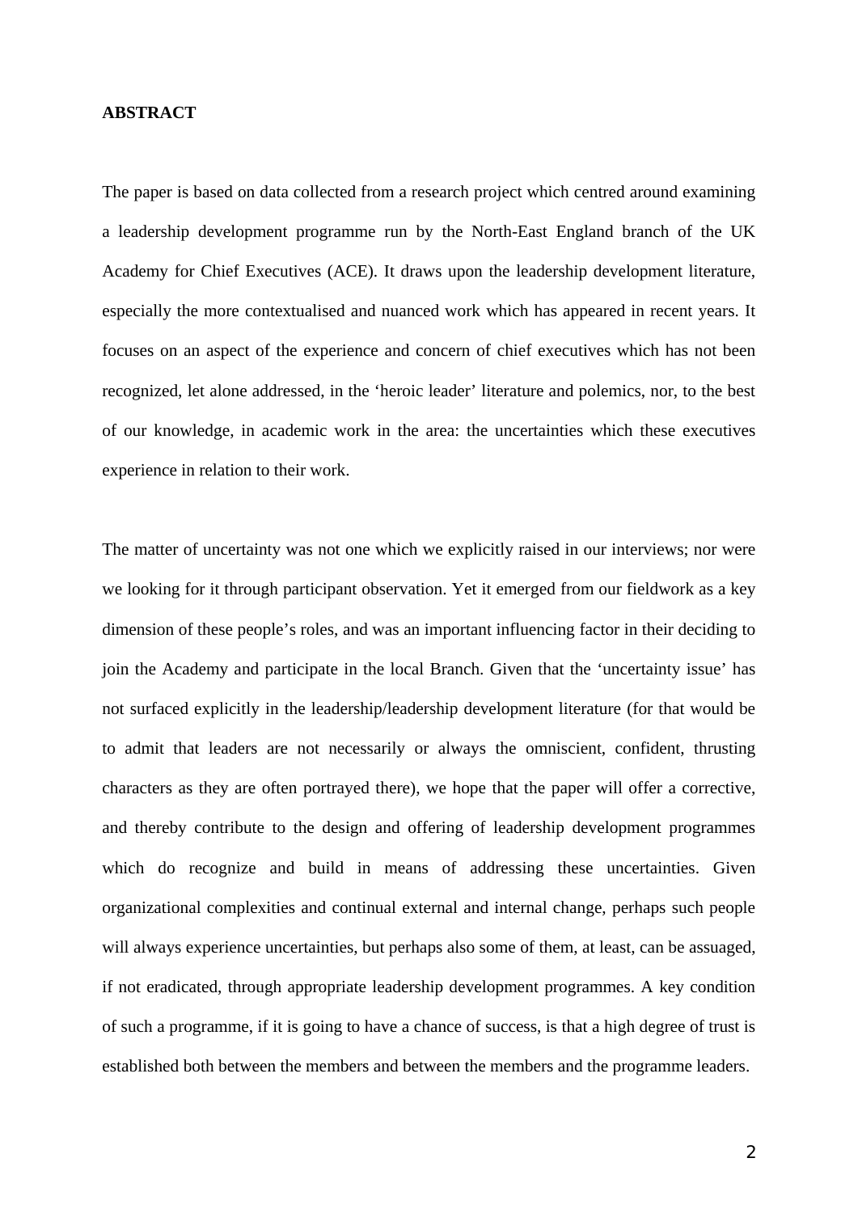**ABSTRACT**

The paper is based on data collected from a research project which centred around examining a leadership development programme run by the North-East England branch of the UK Academy for Chief Executives (ACE). It draws upon the leadership development literature, especially the more contextualised and nuanced work which has appeared in recent years. It focuses on an aspect of the experience and concern of chief executives which has not been recognized, let alone addressed, in the 'heroic leader' literature and polemics, nor, to the best of our knowledge, in academic work in the area: the uncertainties which these executives experience in relation to their work.

The matter of uncertainty was not one which we explicitly raised in our interviews; nor were we looking for it through participant observation. Yet it emerged from our fieldwork as a key dimension of these people's roles, and was an important influencing factor in their deciding to join the Academy and participate in the local Branch. Given that the 'uncertainty issue' has not surfaced explicitly in the leadership/leadership development literature (for that would be to admit that leaders are not necessarily or always the omniscient, confident, thrusting characters as they are often portrayed there), we hope that the paper will offer a corrective, and thereby contribute to the design and offering of leadership development programmes which do recognize and build in means of addressing these uncertainties. Given organizational complexities and continual external and internal change, perhaps such people will always experience uncertainties, but perhaps also some of them, at least, can be assuaged, if not eradicated, through appropriate leadership development programmes. A key condition of such a programme, if it is going to have a chance of success, is that a high degree of trust is established both between the members and between the members and the programme leaders.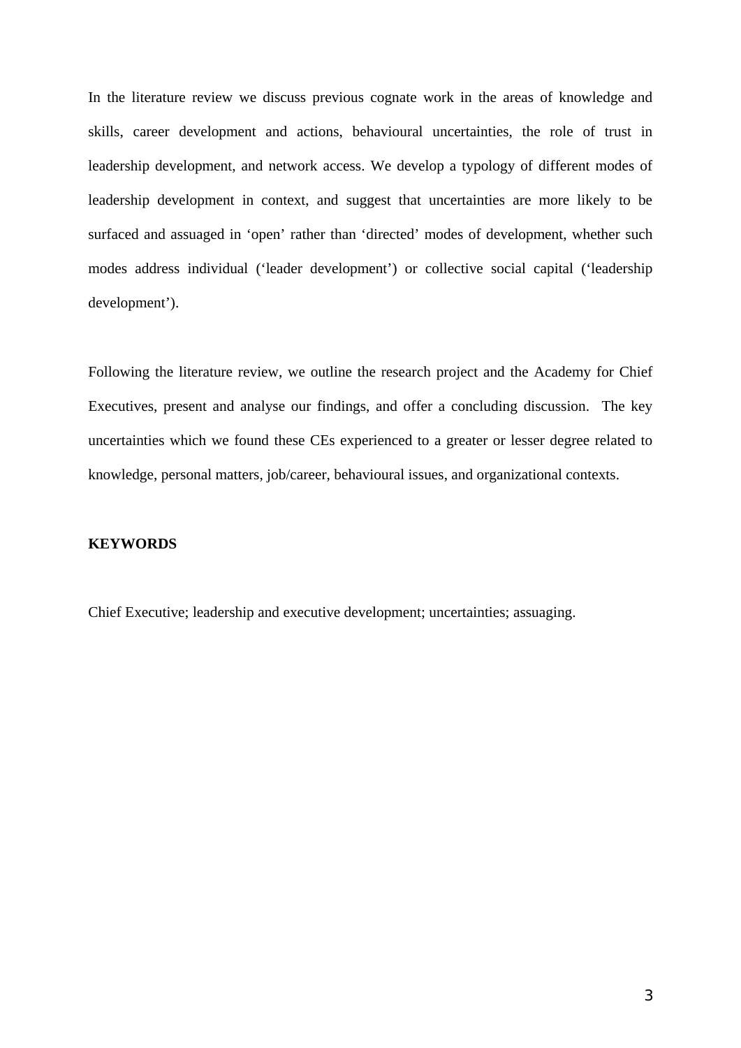In the literature review we discuss previous cognate work in the areas of knowledge and skills, career development and actions, behavioural uncertainties, the role of trust in leadership development, and network access. We develop a typology of different modes of leadership development in context, and suggest that uncertainties are more likely to be surfaced and assuaged in 'open' rather than 'directed' modes of development, whether such modes address individual ('leader development') or collective social capital ('leadership development').

Following the literature review, we outline the research project and the Academy for Chief Executives, present and analyse our findings, and offer a concluding discussion. The key uncertainties which we found these CEs experienced to a greater or lesser degree related to knowledge, personal matters, job/career, behavioural issues, and organizational contexts.

**KEYWORDS**

Chief Executive; leadership and executive development; uncertainties; assuaging.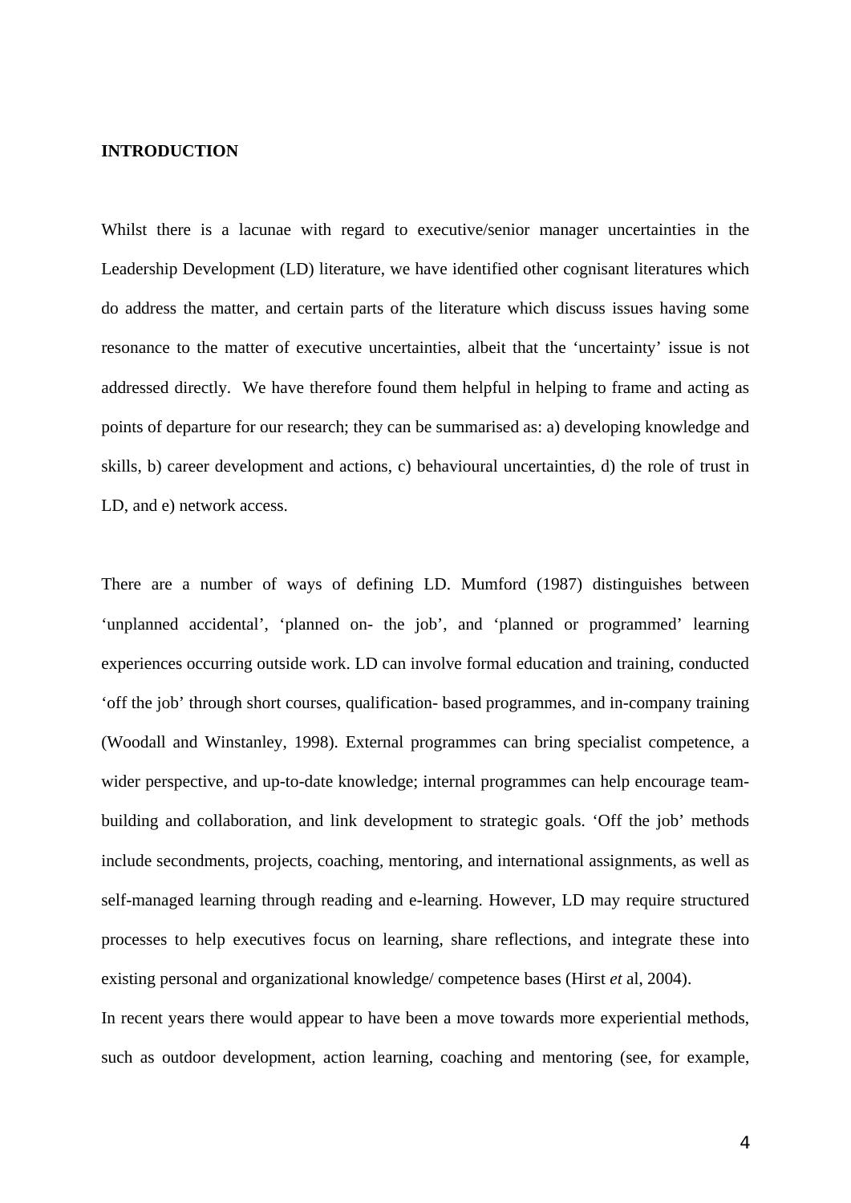**INTRODUCTION**

Whilst there is a lacunae with regard to executive/senior manager uncertainties in the Leadership Development (LD) literature, we have identified other cognisant literatures which do address the matter, and certain parts of the literature which discuss issues having some resonance to the matter of executive uncertainties, albeit that the 'uncertainty' issue is not addressed directly. We have therefore found them helpful in helping to frame and acting as points of departure for our research; they can be summarised as: a) developing knowledge and skills, b) career development and actions, c) behavioural uncertainties, d) the role of trust in LD, and e) network access.

There are a number of ways of defining LD. Mumford (1987) distinguishes between 'unplanned accidental', 'planned on- the job', and 'planned or programmed' learning experiences occurring outside work. LD can involve formal education and training, conducted 'off the job' through short courses, qualification- based programmes, and in-company training (Woodall and Winstanley, 1998). External programmes can bring specialist competence, a wider perspective, and up-to-date knowledge; internal programmes can help encourage team-building and collaboration, and link development to strategic goals. 'Off the job' methods include secondments, projects, coaching, mentoring, and international assignments, as well as self-managed learning through reading and e-learning. However, LD may require structured processes to help executives focus on learning, share reflections, and integrate these into existing personal and organizational knowledge/ competence bases (Hirst *et* al, 2004).

In recent years there would appear to have been a move towards more experiential methods, such as outdoor development, action learning, coaching and mentoring (see, for example,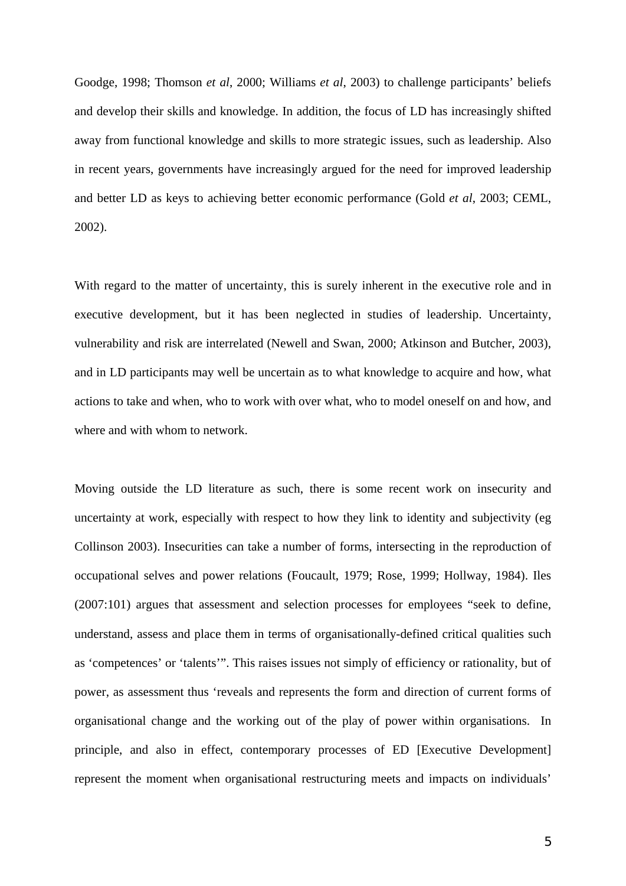Goodge, 1998; Thomson *et al*, 2000; Williams *et al*, 2003) to challenge participants' beliefs and develop their skills and knowledge. In addition, the focus of LD has increasingly shifted away from functional knowledge and skills to more strategic issues, such as leadership. Also in recent years, governments have increasingly argued for the need for improved leadership and better LD as keys to achieving better economic performance (Gold *et al*, 2003; CEML, 2002).

With regard to the matter of uncertainty, this is surely inherent in the executive role and in executive development, but it has been neglected in studies of leadership. Uncertainty, vulnerability and risk are interrelated (Newell and Swan, 2000; Atkinson and Butcher, 2003), and in LD participants may well be uncertain as to what knowledge to acquire and how, what actions to take and when, who to work with over what, who to model oneself on and how, and where and with whom to network.

Moving outside the LD literature as such, there is some recent work on insecurity and uncertainty at work, especially with respect to how they link to identity and subjectivity (eg Collinson 2003). Insecurities can take a number of forms, intersecting in the reproduction of occupational selves and power relations (Foucault, 1979; Rose, 1999; Hollway, 1984). Iles (2007:101) argues that assessment and selection processes for employees "seek to define, understand, assess and place them in terms of organisationally-defined critical qualities such as 'competences' or 'talents'". This raises issues not simply of efficiency or rationality, but of power, as assessment thus 'reveals and represents the form and direction of current forms of organisational change and the working out of the play of power within organisations. In principle, and also in effect, contemporary processes of ED [Executive Development] represent the moment when organisational restructuring meets and impacts on individuals'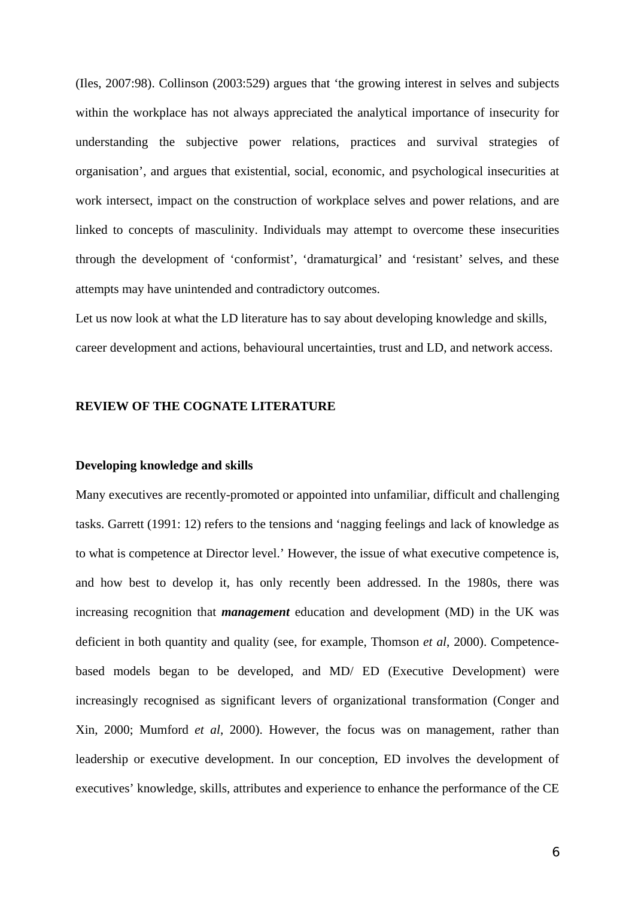(Iles, 2007:98). Collinson (2003:529) argues that 'the growing interest in selves and subjects within the workplace has not always appreciated the analytical importance of insecurity for understanding the subjective power relations, practices and survival strategies of organisation', and argues that existential, social, economic, and psychological insecurities at work intersect, impact on the construction of workplace selves and power relations, and are linked to concepts of masculinity. Individuals may attempt to overcome these insecurities through the development of 'conformist', 'dramaturgical' and 'resistant' selves, and these attempts may have unintended and contradictory outcomes.

Let us now look at what the LD literature has to say about developing knowledge and skills, career development and actions, behavioural uncertainties, trust and LD, and network access.

## REVIEW OF THE COGNATE LITERATURE

### Developing knowledge and skills

Many executives are recently-promoted or appointed into unfamiliar, difficult and challenging tasks. Garrett (1991: 12) refers to the tensions and 'nagging feelings and lack of knowledge as to what is competence at Director level.' However, the issue of what executive competence is, and how best to develop it, has only recently been addressed. In the 1980s, there was increasing recognition that ***management*** education and development (MD) in the UK was deficient in both quantity and quality (see, for example, Thomson *et al*, 2000). Competence-based models began to be developed, and MD/ ED (Executive Development) were increasingly recognised as significant levers of organizational transformation (Conger and Xin, 2000; Mumford *et al*, 2000). However, the focus was on management, rather than leadership or executive development. In our conception, ED involves the development of executives' knowledge, skills, attributes and experience to enhance the performance of the CE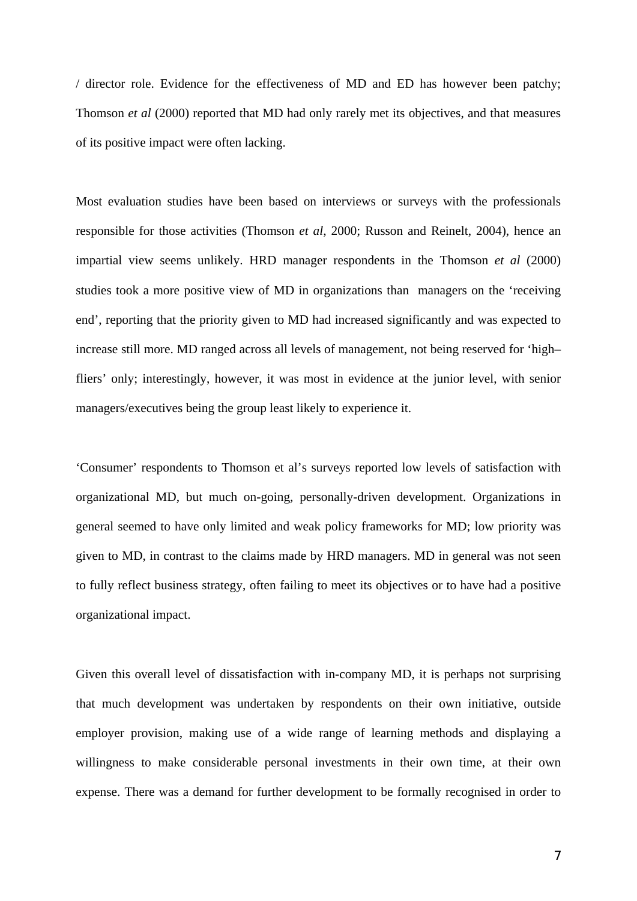/ director role. Evidence for the effectiveness of MD and ED has however been patchy; Thomson *et al* (2000) reported that MD had only rarely met its objectives, and that measures of its positive impact were often lacking.

Most evaluation studies have been based on interviews or surveys with the professionals responsible for those activities (Thomson *et al*, 2000; Russon and Reinelt, 2004), hence an impartial view seems unlikely. HRD manager respondents in the Thomson *et al* (2000) studies took a more positive view of MD in organizations than managers on the 'receiving end', reporting that the priority given to MD had increased significantly and was expected to increase still more. MD ranged across all levels of management, not being reserved for 'high–fliers' only; interestingly, however, it was most in evidence at the junior level, with senior managers/executives being the group least likely to experience it.

'Consumer' respondents to Thomson et al's surveys reported low levels of satisfaction with organizational MD, but much on-going, personally-driven development. Organizations in general seemed to have only limited and weak policy frameworks for MD; low priority was given to MD, in contrast to the claims made by HRD managers. MD in general was not seen to fully reflect business strategy, often failing to meet its objectives or to have had a positive organizational impact.

Given this overall level of dissatisfaction with in-company MD, it is perhaps not surprising that much development was undertaken by respondents on their own initiative, outside employer provision, making use of a wide range of learning methods and displaying a willingness to make considerable personal investments in their own time, at their own expense. There was a demand for further development to be formally recognised in order to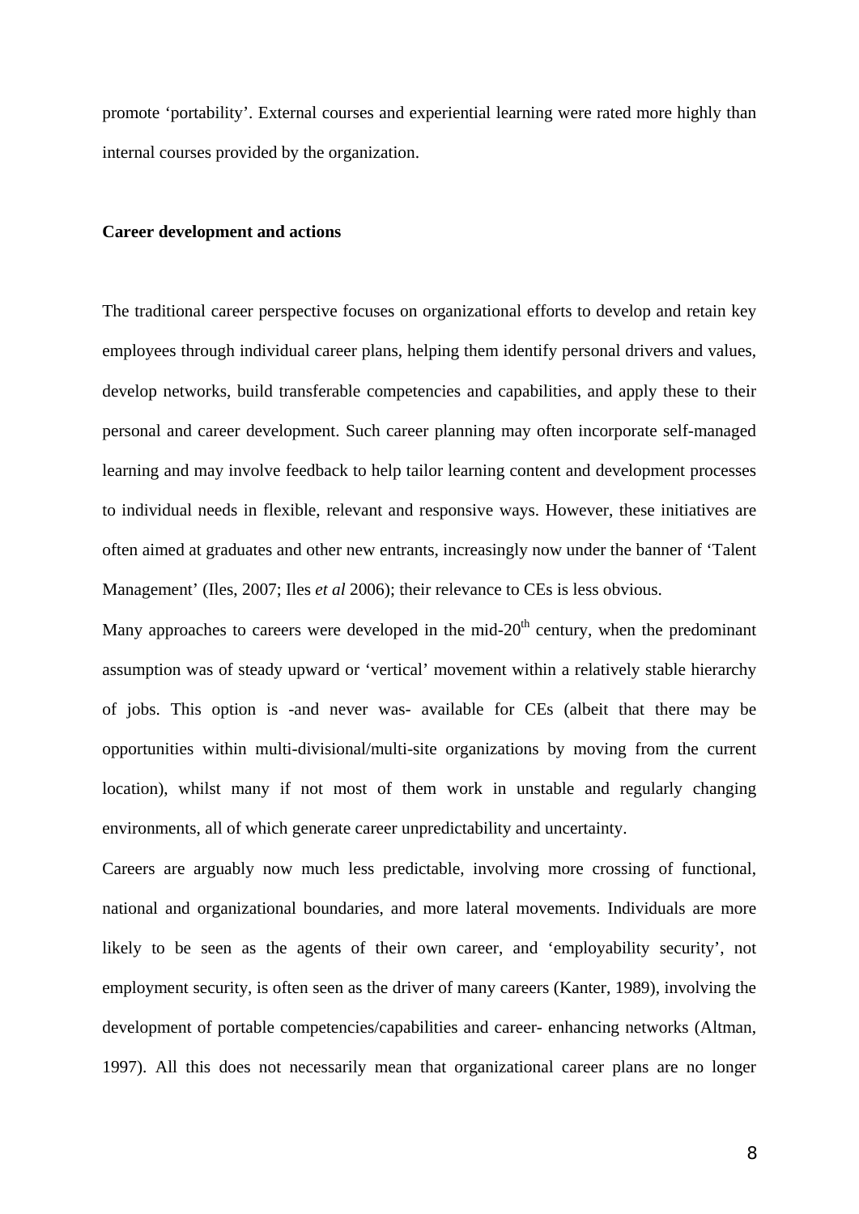promote 'portability'. External courses and experiential learning were rated more highly than internal courses provided by the organization.

**Career development and actions**

The traditional career perspective focuses on organizational efforts to develop and retain key employees through individual career plans, helping them identify personal drivers and values, develop networks, build transferable competencies and capabilities, and apply these to their personal and career development. Such career planning may often incorporate self-managed learning and may involve feedback to help tailor learning content and development processes to individual needs in flexible, relevant and responsive ways. However, these initiatives are often aimed at graduates and other new entrants, increasingly now under the banner of 'Talent Management' (Iles, 2007; Iles *et al* 2006); their relevance to CEs is less obvious.

Many approaches to careers were developed in the mid-20th century, when the predominant assumption was of steady upward or 'vertical' movement within a relatively stable hierarchy of jobs. This option is -and never was- available for CEs (albeit that there may be opportunities within multi-divisional/multi-site organizations by moving from the current location), whilst many if not most of them work in unstable and regularly changing environments, all of which generate career unpredictability and uncertainty.

Careers are arguably now much less predictable, involving more crossing of functional, national and organizational boundaries, and more lateral movements. Individuals are more likely to be seen as the agents of their own career, and 'employability security', not employment security, is often seen as the driver of many careers (Kanter, 1989), involving the development of portable competencies/capabilities and career- enhancing networks (Altman, 1997). All this does not necessarily mean that organizational career plans are no longer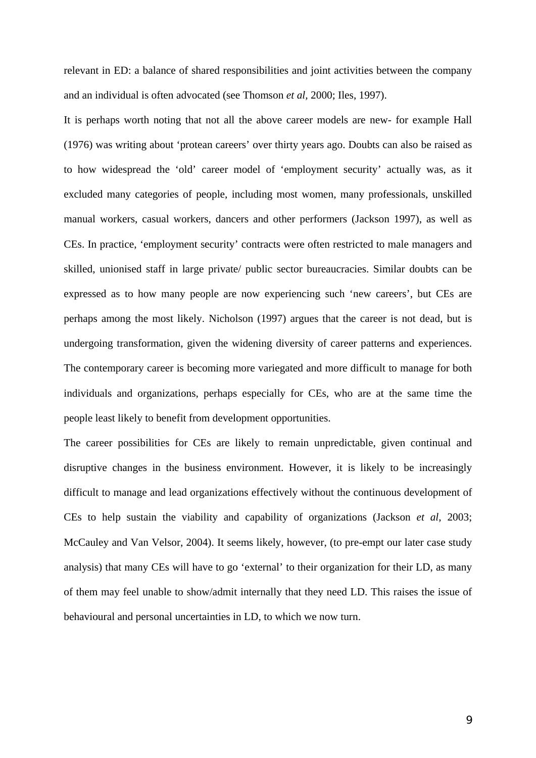relevant in ED: a balance of shared responsibilities and joint activities between the company and an individual is often advocated (see Thomson *et al*, 2000; Iles, 1997).

It is perhaps worth noting that not all the above career models are new- for example Hall (1976) was writing about 'protean careers' over thirty years ago. Doubts can also be raised as to how widespread the 'old' career model of 'employment security' actually was, as it excluded many categories of people, including most women, many professionals, unskilled manual workers, casual workers, dancers and other performers (Jackson 1997), as well as CEs. In practice, 'employment security' contracts were often restricted to male managers and skilled, unionised staff in large private/ public sector bureaucracies. Similar doubts can be expressed as to how many people are now experiencing such 'new careers', but CEs are perhaps among the most likely. Nicholson (1997) argues that the career is not dead, but is undergoing transformation, given the widening diversity of career patterns and experiences. The contemporary career is becoming more variegated and more difficult to manage for both individuals and organizations, perhaps especially for CEs, who are at the same time the people least likely to benefit from development opportunities.

The career possibilities for CEs are likely to remain unpredictable, given continual and disruptive changes in the business environment. However, it is likely to be increasingly difficult to manage and lead organizations effectively without the continuous development of CEs to help sustain the viability and capability of organizations (Jackson *et al*, 2003; McCauley and Van Velsor, 2004). It seems likely, however, (to pre-empt our later case study analysis) that many CEs will have to go 'external' to their organization for their LD, as many of them may feel unable to show/admit internally that they need LD. This raises the issue of behavioural and personal uncertainties in LD, to which we now turn.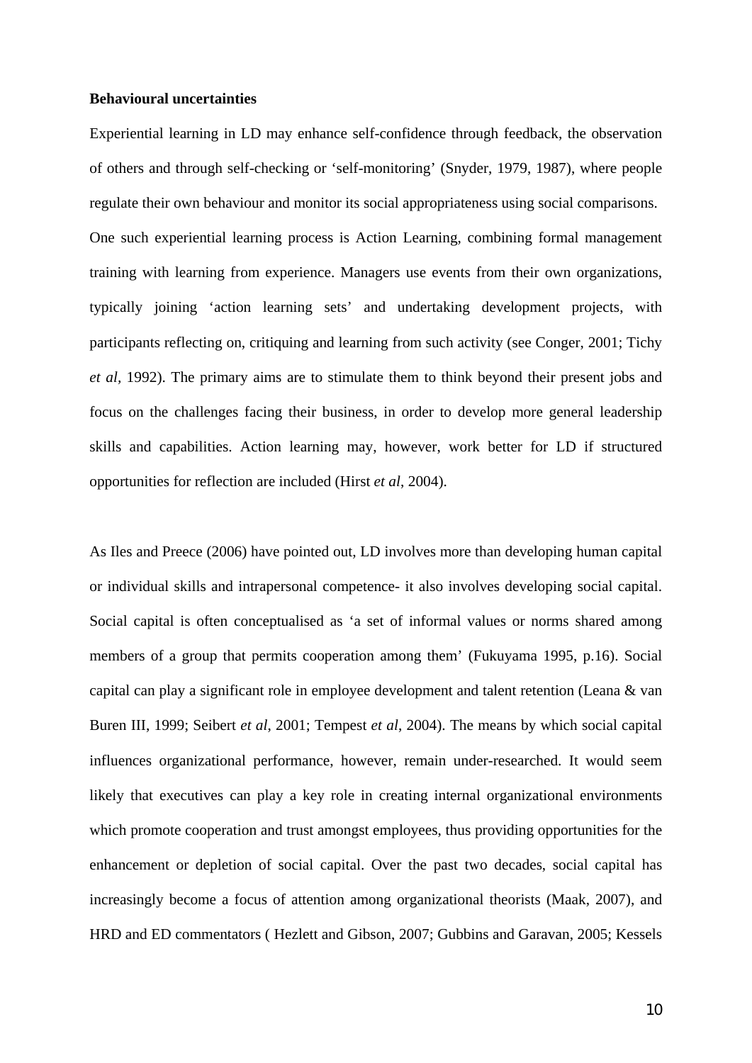**Behavioural uncertainties**

Experiential learning in LD may enhance self-confidence through feedback, the observation of others and through self-checking or 'self-monitoring' (Snyder, 1979, 1987), where people regulate their own behaviour and monitor its social appropriateness using social comparisons. One such experiential learning process is Action Learning, combining formal management training with learning from experience. Managers use events from their own organizations, typically joining 'action learning sets' and undertaking development projects, with participants reflecting on, critiquing and learning from such activity (see Conger, 2001; Tichy *et al*, 1992). The primary aims are to stimulate them to think beyond their present jobs and focus on the challenges facing their business, in order to develop more general leadership skills and capabilities. Action learning may, however, work better for LD if structured opportunities for reflection are included (Hirst *et al*, 2004).

As Iles and Preece (2006) have pointed out, LD involves more than developing human capital or individual skills and intrapersonal competence- it also involves developing social capital. Social capital is often conceptualised as 'a set of informal values or norms shared among members of a group that permits cooperation among them' (Fukuyama 1995, p.16). Social capital can play a significant role in employee development and talent retention (Leana & van Buren III, 1999; Seibert *et al*, 2001; Tempest *et al*, 2004). The means by which social capital influences organizational performance, however, remain under-researched. It would seem likely that executives can play a key role in creating internal organizational environments which promote cooperation and trust amongst employees, thus providing opportunities for the enhancement or depletion of social capital. Over the past two decades, social capital has increasingly become a focus of attention among organizational theorists (Maak, 2007), and HRD and ED commentators ( Hezlett and Gibson, 2007; Gubbins and Garavan, 2005; Kessels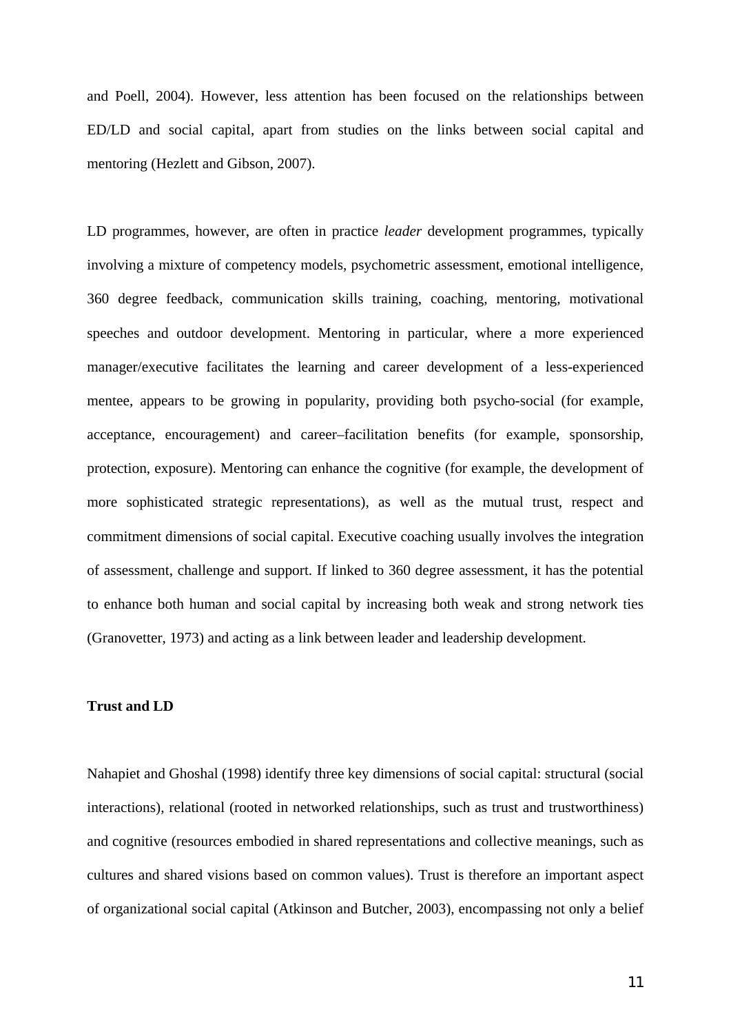and Poell, 2004). However, less attention has been focused on the relationships between ED/LD and social capital, apart from studies on the links between social capital and mentoring (Hezlett and Gibson, 2007).

LD programmes, however, are often in practice *leader* development programmes, typically involving a mixture of competency models, psychometric assessment, emotional intelligence, 360 degree feedback, communication skills training, coaching, mentoring, motivational speeches and outdoor development. Mentoring in particular, where a more experienced manager/executive facilitates the learning and career development of a less-experienced mentee, appears to be growing in popularity, providing both psycho-social (for example, acceptance, encouragement) and career–facilitation benefits (for example, sponsorship, protection, exposure). Mentoring can enhance the cognitive (for example, the development of more sophisticated strategic representations), as well as the mutual trust, respect and commitment dimensions of social capital. Executive coaching usually involves the integration of assessment, challenge and support. If linked to 360 degree assessment, it has the potential to enhance both human and social capital by increasing both weak and strong network ties (Granovetter, 1973) and acting as a link between leader and leadership development.

**Trust and LD**

Nahapiet and Ghoshal (1998) identify three key dimensions of social capital: structural (social interactions), relational (rooted in networked relationships, such as trust and trustworthiness) and cognitive (resources embodied in shared representations and collective meanings, such as cultures and shared visions based on common values). Trust is therefore an important aspect of organizational social capital (Atkinson and Butcher, 2003), encompassing not only a belief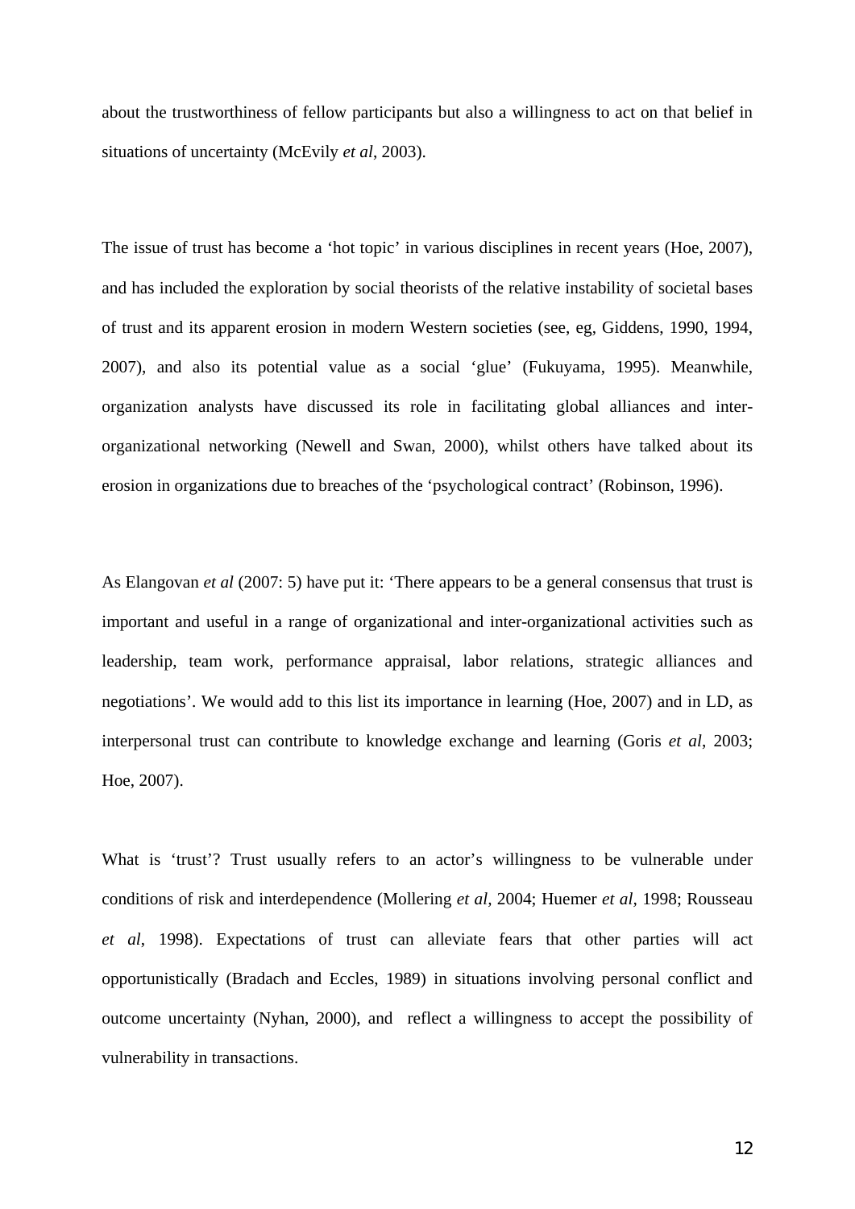about the trustworthiness of fellow participants but also a willingness to act on that belief in situations of uncertainty (McEvily *et al*, 2003).

The issue of trust has become a 'hot topic' in various disciplines in recent years (Hoe, 2007), and has included the exploration by social theorists of the relative instability of societal bases of trust and its apparent erosion in modern Western societies (see, eg, Giddens, 1990, 1994, 2007), and also its potential value as a social 'glue' (Fukuyama, 1995). Meanwhile, organization analysts have discussed its role in facilitating global alliances and inter-organizational networking (Newell and Swan, 2000), whilst others have talked about its erosion in organizations due to breaches of the 'psychological contract' (Robinson, 1996).

As Elangovan *et al* (2007: 5) have put it: 'There appears to be a general consensus that trust is important and useful in a range of organizational and inter-organizational activities such as leadership, team work, performance appraisal, labor relations, strategic alliances and negotiations'. We would add to this list its importance in learning (Hoe, 2007) and in LD, as interpersonal trust can contribute to knowledge exchange and learning (Goris *et al*, 2003; Hoe, 2007).

What is 'trust'? Trust usually refers to an actor's willingness to be vulnerable under conditions of risk and interdependence (Mollering *et al,* 2004; Huemer *et al,* 1998; Rousseau *et al*, 1998). Expectations of trust can alleviate fears that other parties will act opportunistically (Bradach and Eccles, 1989) in situations involving personal conflict and outcome uncertainty (Nyhan, 2000), and reflect a willingness to accept the possibility of vulnerability in transactions.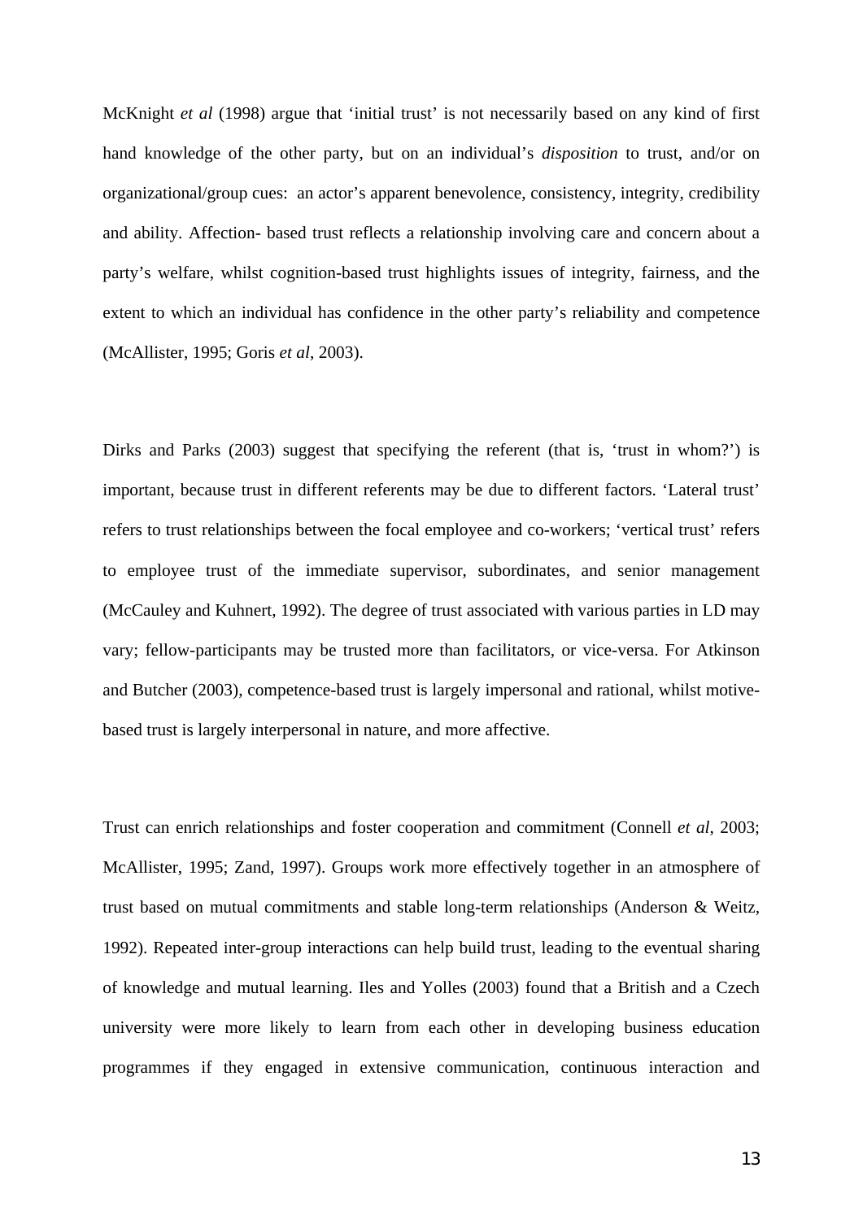McKnight *et al* (1998) argue that 'initial trust' is not necessarily based on any kind of first hand knowledge of the other party, but on an individual's *disposition* to trust, and/or on organizational/group cues: an actor's apparent benevolence, consistency, integrity, credibility and ability. Affection- based trust reflects a relationship involving care and concern about a party's welfare, whilst cognition-based trust highlights issues of integrity, fairness, and the extent to which an individual has confidence in the other party's reliability and competence (McAllister, 1995; Goris *et al*, 2003).

Dirks and Parks (2003) suggest that specifying the referent (that is, 'trust in whom?') is important, because trust in different referents may be due to different factors. 'Lateral trust' refers to trust relationships between the focal employee and co-workers; 'vertical trust' refers to employee trust of the immediate supervisor, subordinates, and senior management (McCauley and Kuhnert, 1992). The degree of trust associated with various parties in LD may vary; fellow-participants may be trusted more than facilitators, or vice-versa. For Atkinson and Butcher (2003), competence-based trust is largely impersonal and rational, whilst motive-based trust is largely interpersonal in nature, and more affective.

Trust can enrich relationships and foster cooperation and commitment (Connell *et al*, 2003; McAllister, 1995; Zand, 1997). Groups work more effectively together in an atmosphere of trust based on mutual commitments and stable long-term relationships (Anderson & Weitz, 1992). Repeated inter-group interactions can help build trust, leading to the eventual sharing of knowledge and mutual learning. Iles and Yolles (2003) found that a British and a Czech university were more likely to learn from each other in developing business education programmes if they engaged in extensive communication, continuous interaction and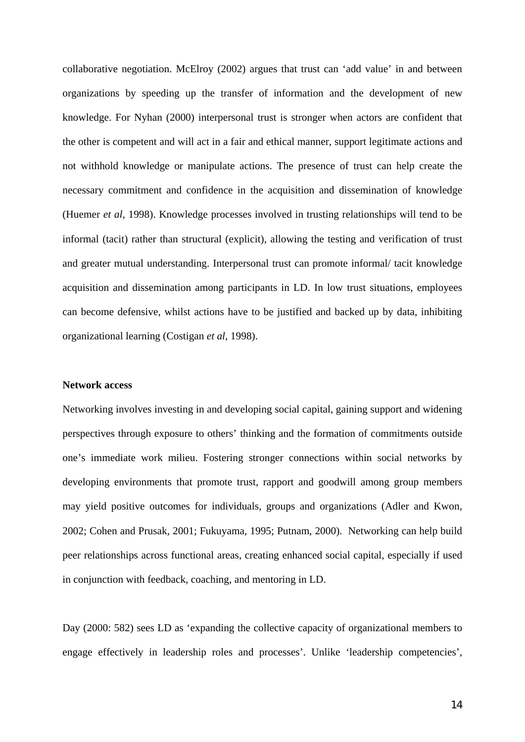collaborative negotiation. McElroy (2002) argues that trust can 'add value' in and between organizations by speeding up the transfer of information and the development of new knowledge. For Nyhan (2000) interpersonal trust is stronger when actors are confident that the other is competent and will act in a fair and ethical manner, support legitimate actions and not withhold knowledge or manipulate actions. The presence of trust can help create the necessary commitment and confidence in the acquisition and dissemination of knowledge (Huemer *et al*, 1998). Knowledge processes involved in trusting relationships will tend to be informal (tacit) rather than structural (explicit), allowing the testing and verification of trust and greater mutual understanding. Interpersonal trust can promote informal/ tacit knowledge acquisition and dissemination among participants in LD. In low trust situations, employees can become defensive, whilst actions have to be justified and backed up by data, inhibiting organizational learning (Costigan *et al*, 1998).

**Network access**

Networking involves investing in and developing social capital, gaining support and widening perspectives through exposure to others' thinking and the formation of commitments outside one's immediate work milieu. Fostering stronger connections within social networks by developing environments that promote trust, rapport and goodwill among group members may yield positive outcomes for individuals, groups and organizations (Adler and Kwon, 2002; Cohen and Prusak, 2001; Fukuyama, 1995; Putnam, 2000). Networking can help build peer relationships across functional areas, creating enhanced social capital, especially if used in conjunction with feedback, coaching, and mentoring in LD.

Day (2000: 582) sees LD as 'expanding the collective capacity of organizational members to engage effectively in leadership roles and processes'. Unlike 'leadership competencies',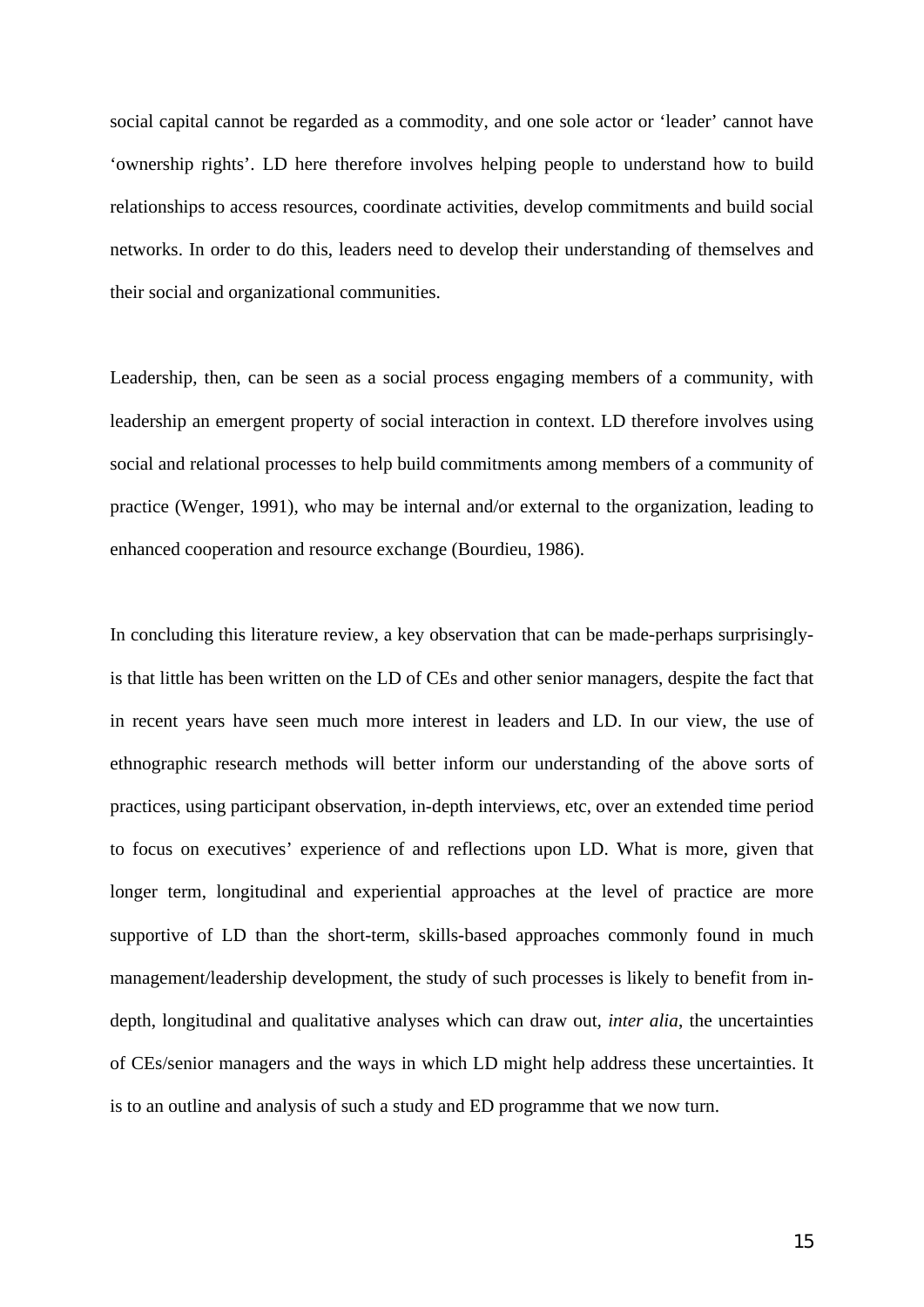social capital cannot be regarded as a commodity, and one sole actor or 'leader' cannot have 'ownership rights'. LD here therefore involves helping people to understand how to build relationships to access resources, coordinate activities, develop commitments and build social networks. In order to do this, leaders need to develop their understanding of themselves and their social and organizational communities.

Leadership, then, can be seen as a social process engaging members of a community, with leadership an emergent property of social interaction in context. LD therefore involves using social and relational processes to help build commitments among members of a community of practice (Wenger, 1991), who may be internal and/or external to the organization, leading to enhanced cooperation and resource exchange (Bourdieu, 1986).

In concluding this literature review, a key observation that can be made-perhaps surprisingly-is that little has been written on the LD of CEs and other senior managers, despite the fact that in recent years have seen much more interest in leaders and LD. In our view, the use of ethnographic research methods will better inform our understanding of the above sorts of practices, using participant observation, in-depth interviews, etc, over an extended time period to focus on executives' experience of and reflections upon LD. What is more, given that longer term, longitudinal and experiential approaches at the level of practice are more supportive of LD than the short-term, skills-based approaches commonly found in much management/leadership development, the study of such processes is likely to benefit from in-depth, longitudinal and qualitative analyses which can draw out, *inter alia*, the uncertainties of CEs/senior managers and the ways in which LD might help address these uncertainties. It is to an outline and analysis of such a study and ED programme that we now turn.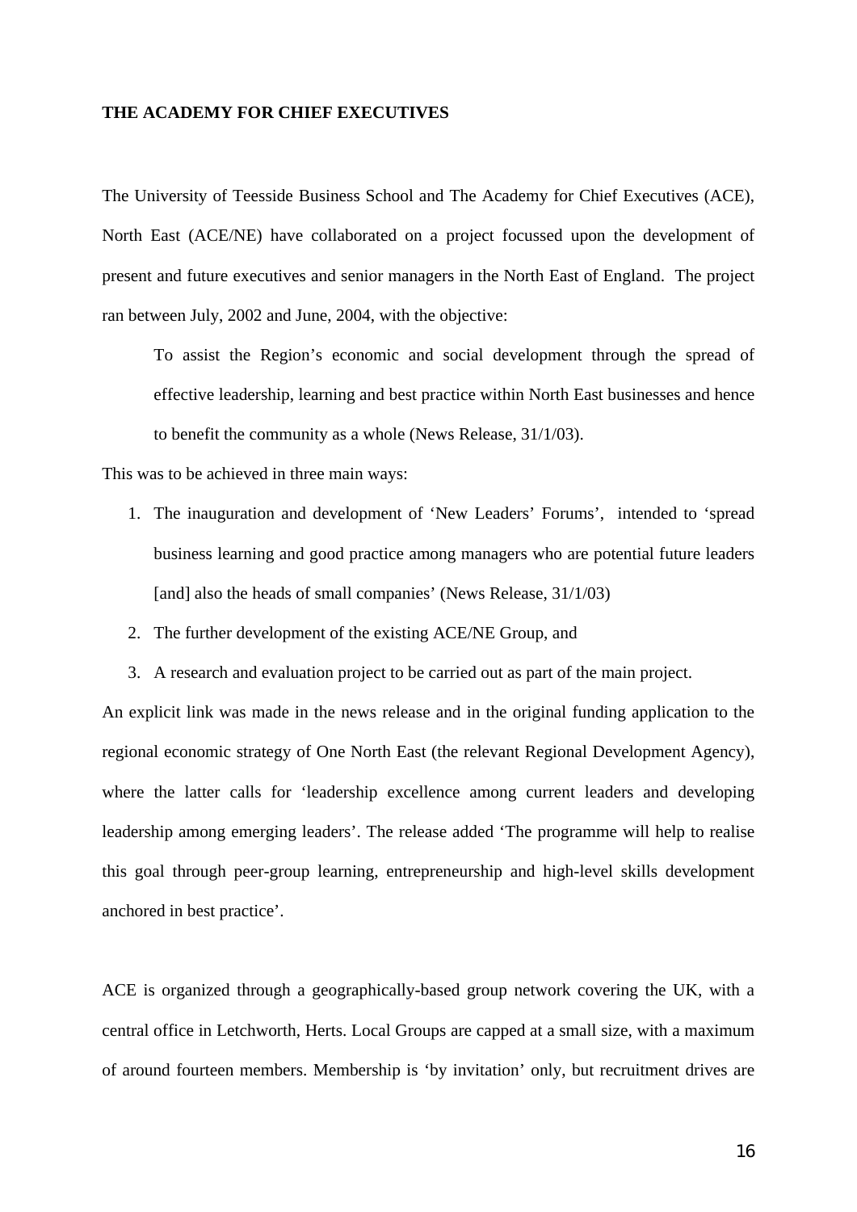**THE ACADEMY FOR CHIEF EXECUTIVES**

The University of Teesside Business School and The Academy for Chief Executives (ACE), North East (ACE/NE) have collaborated on a project focussed upon the development of present and future executives and senior managers in the North East of England. The project ran between July, 2002 and June, 2004, with the objective:

> To assist the Region's economic and social development through the spread of effective leadership, learning and best practice within North East businesses and hence to benefit the community as a whole (News Release, 31/1/03).

This was to be achieved in three main ways:

1. The inauguration and development of 'New Leaders' Forums', intended to 'spread business learning and good practice among managers who are potential future leaders [and] also the heads of small companies' (News Release, 31/1/03)
2. The further development of the existing ACE/NE Group, and
3. A research and evaluation project to be carried out as part of the main project.

An explicit link was made in the news release and in the original funding application to the regional economic strategy of One North East (the relevant Regional Development Agency), where the latter calls for 'leadership excellence among current leaders and developing leadership among emerging leaders'. The release added 'The programme will help to realise this goal through peer-group learning, entrepreneurship and high-level skills development anchored in best practice'.

ACE is organized through a geographically-based group network covering the UK, with a central office in Letchworth, Herts. Local Groups are capped at a small size, with a maximum of around fourteen members. Membership is 'by invitation' only, but recruitment drives are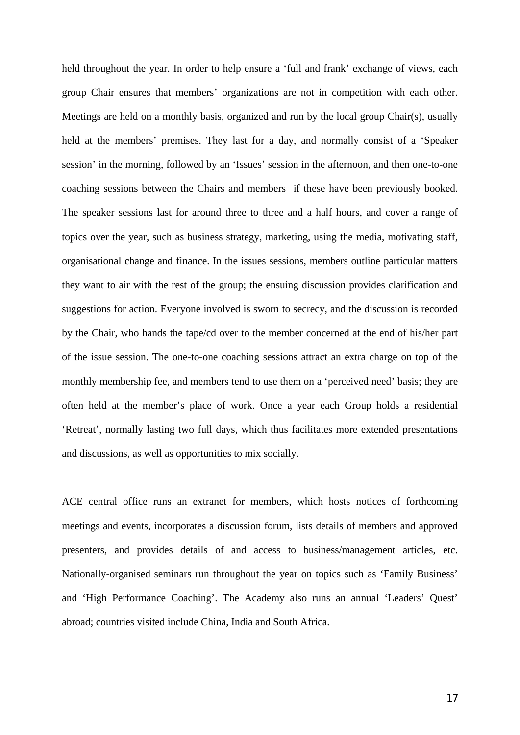held throughout the year. In order to help ensure a 'full and frank' exchange of views, each group Chair ensures that members' organizations are not in competition with each other. Meetings are held on a monthly basis, organized and run by the local group Chair(s), usually held at the members' premises. They last for a day, and normally consist of a 'Speaker session' in the morning, followed by an 'Issues' session in the afternoon, and then one-to-one coaching sessions between the Chairs and members if these have been previously booked. The speaker sessions last for around three to three and a half hours, and cover a range of topics over the year, such as business strategy, marketing, using the media, motivating staff, organisational change and finance. In the issues sessions, members outline particular matters they want to air with the rest of the group; the ensuing discussion provides clarification and suggestions for action. Everyone involved is sworn to secrecy, and the discussion is recorded by the Chair, who hands the tape/cd over to the member concerned at the end of his/her part of the issue session. The one-to-one coaching sessions attract an extra charge on top of the monthly membership fee, and members tend to use them on a 'perceived need' basis; they are often held at the member's place of work. Once a year each Group holds a residential 'Retreat', normally lasting two full days, which thus facilitates more extended presentations and discussions, as well as opportunities to mix socially.

ACE central office runs an extranet for members, which hosts notices of forthcoming meetings and events, incorporates a discussion forum, lists details of members and approved presenters, and provides details of and access to business/management articles, etc. Nationally-organised seminars run throughout the year on topics such as 'Family Business' and 'High Performance Coaching'. The Academy also runs an annual 'Leaders' Quest' abroad; countries visited include China, India and South Africa.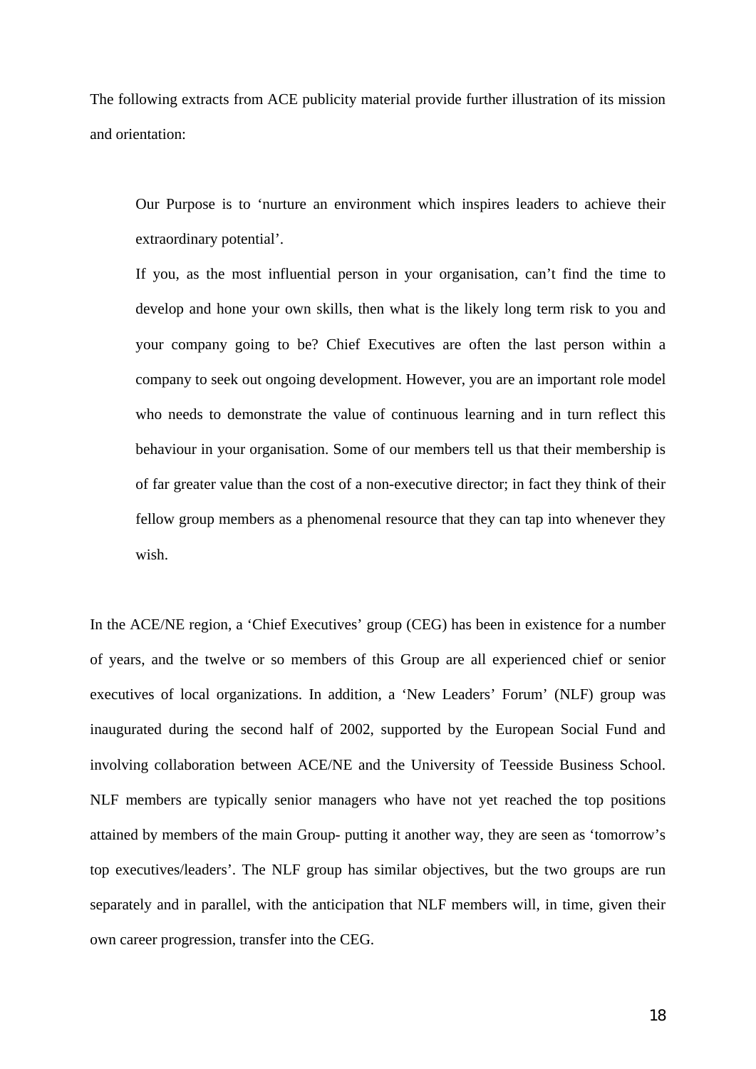The following extracts from ACE publicity material provide further illustration of its mission and orientation:

> Our Purpose is to 'nurture an environment which inspires leaders to achieve their extraordinary potential'.
>
> If you, as the most influential person in your organisation, can't find the time to develop and hone your own skills, then what is the likely long term risk to you and your company going to be? Chief Executives are often the last person within a company to seek out ongoing development. However, you are an important role model who needs to demonstrate the value of continuous learning and in turn reflect this behaviour in your organisation. Some of our members tell us that their membership is of far greater value than the cost of a non-executive director; in fact they think of their fellow group members as a phenomenal resource that they can tap into whenever they wish.

In the ACE/NE region, a 'Chief Executives' group (CEG) has been in existence for a number of years, and the twelve or so members of this Group are all experienced chief or senior executives of local organizations. In addition, a 'New Leaders' Forum' (NLF) group was inaugurated during the second half of 2002, supported by the European Social Fund and involving collaboration between ACE/NE and the University of Teesside Business School. NLF members are typically senior managers who have not yet reached the top positions attained by members of the main Group- putting it another way, they are seen as 'tomorrow's top executives/leaders'. The NLF group has similar objectives, but the two groups are run separately and in parallel, with the anticipation that NLF members will, in time, given their own career progression, transfer into the CEG.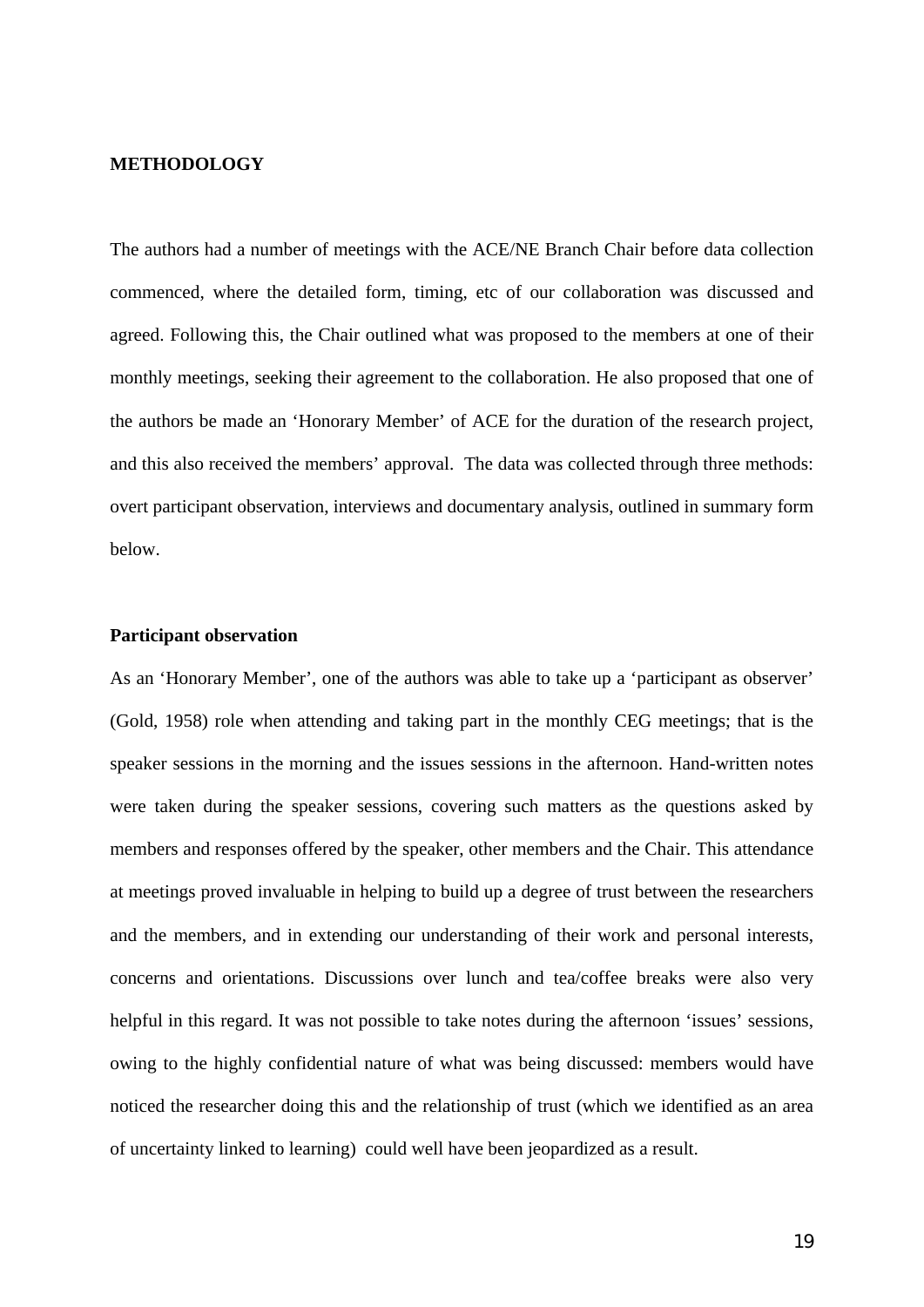## METHODOLOGY

The authors had a number of meetings with the ACE/NE Branch Chair before data collection commenced, where the detailed form, timing, etc of our collaboration was discussed and agreed. Following this, the Chair outlined what was proposed to the members at one of their monthly meetings, seeking their agreement to the collaboration. He also proposed that one of the authors be made an 'Honorary Member' of ACE for the duration of the research project, and this also received the members' approval. The data was collected through three methods: overt participant observation, interviews and documentary analysis, outlined in summary form below.

### Participant observation

As an 'Honorary Member', one of the authors was able to take up a 'participant as observer' (Gold, 1958) role when attending and taking part in the monthly CEG meetings; that is the speaker sessions in the morning and the issues sessions in the afternoon. Hand-written notes were taken during the speaker sessions, covering such matters as the questions asked by members and responses offered by the speaker, other members and the Chair. This attendance at meetings proved invaluable in helping to build up a degree of trust between the researchers and the members, and in extending our understanding of their work and personal interests, concerns and orientations. Discussions over lunch and tea/coffee breaks were also very helpful in this regard. It was not possible to take notes during the afternoon 'issues' sessions, owing to the highly confidential nature of what was being discussed: members would have noticed the researcher doing this and the relationship of trust (which we identified as an area of uncertainty linked to learning) could well have been jeopardized as a result.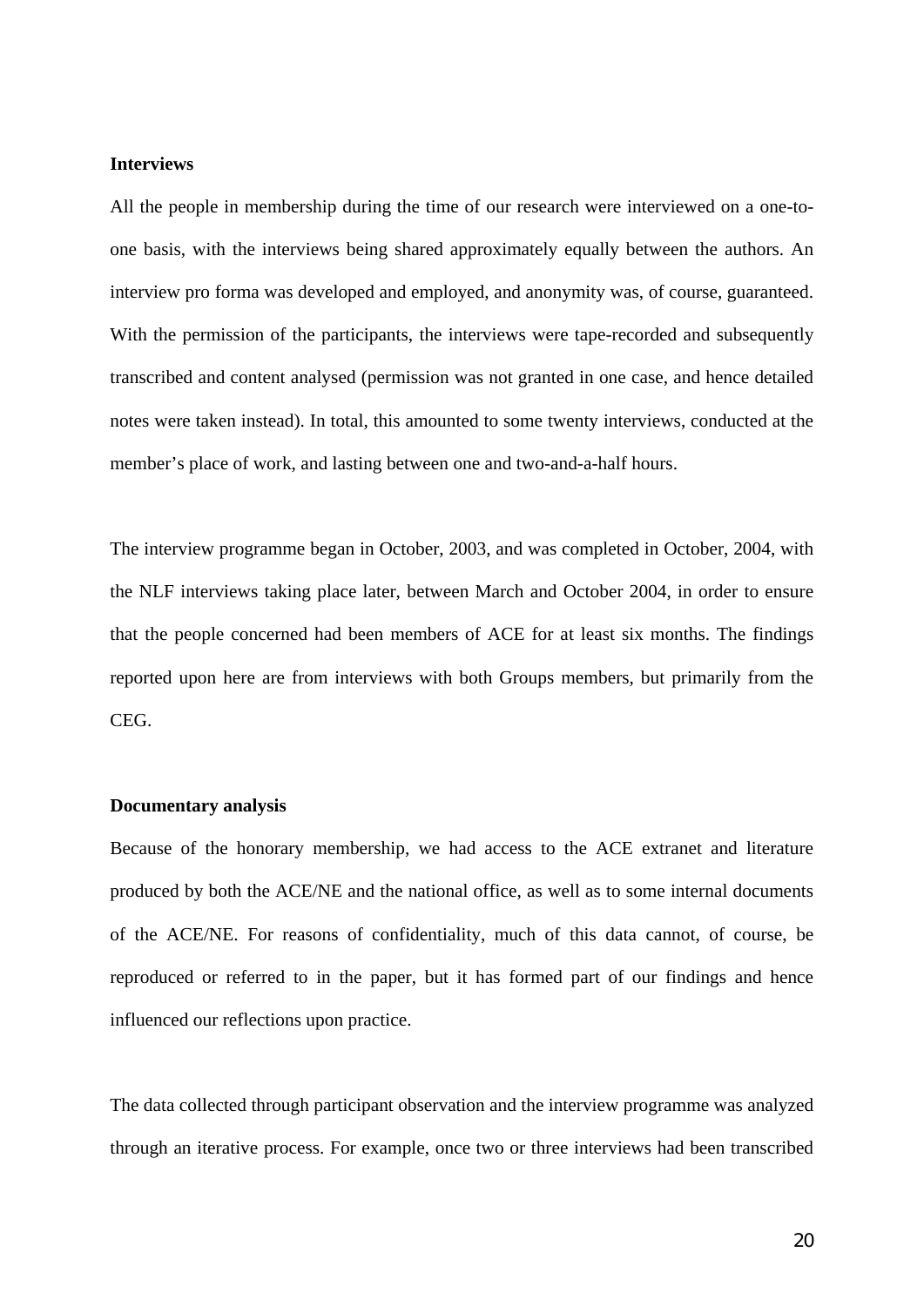**Interviews**

All the people in membership during the time of our research were interviewed on a one-to-one basis, with the interviews being shared approximately equally between the authors. An interview pro forma was developed and employed, and anonymity was, of course, guaranteed. With the permission of the participants, the interviews were tape-recorded and subsequently transcribed and content analysed (permission was not granted in one case, and hence detailed notes were taken instead). In total, this amounted to some twenty interviews, conducted at the member's place of work, and lasting between one and two-and-a-half hours.

The interview programme began in October, 2003, and was completed in October, 2004, with the NLF interviews taking place later, between March and October 2004, in order to ensure that the people concerned had been members of ACE for at least six months. The findings reported upon here are from interviews with both Groups members, but primarily from the CEG.

**Documentary analysis**

Because of the honorary membership, we had access to the ACE extranet and literature produced by both the ACE/NE and the national office, as well as to some internal documents of the ACE/NE. For reasons of confidentiality, much of this data cannot, of course, be reproduced or referred to in the paper, but it has formed part of our findings and hence influenced our reflections upon practice.

The data collected through participant observation and the interview programme was analyzed through an iterative process. For example, once two or three interviews had been transcribed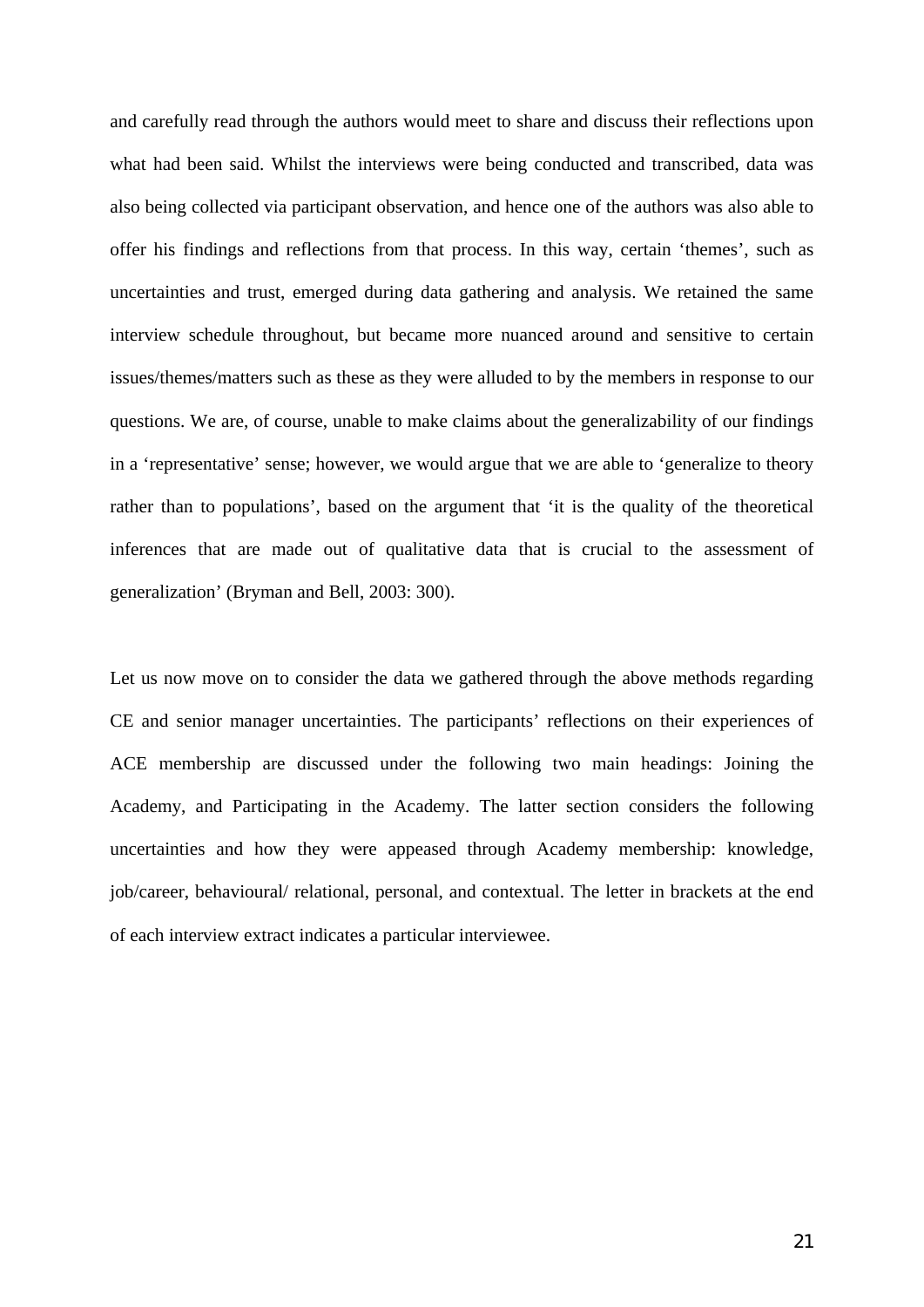and carefully read through the authors would meet to share and discuss their reflections upon what had been said. Whilst the interviews were being conducted and transcribed, data was also being collected via participant observation, and hence one of the authors was also able to offer his findings and reflections from that process. In this way, certain 'themes', such as uncertainties and trust, emerged during data gathering and analysis. We retained the same interview schedule throughout, but became more nuanced around and sensitive to certain issues/themes/matters such as these as they were alluded to by the members in response to our questions. We are, of course, unable to make claims about the generalizability of our findings in a 'representative' sense; however, we would argue that we are able to 'generalize to theory rather than to populations', based on the argument that 'it is the quality of the theoretical inferences that are made out of qualitative data that is crucial to the assessment of generalization' (Bryman and Bell, 2003: 300).

Let us now move on to consider the data we gathered through the above methods regarding CE and senior manager uncertainties. The participants' reflections on their experiences of ACE membership are discussed under the following two main headings: Joining the Academy, and Participating in the Academy. The latter section considers the following uncertainties and how they were appeased through Academy membership: knowledge, job/career, behavioural/ relational, personal, and contextual. The letter in brackets at the end of each interview extract indicates a particular interviewee.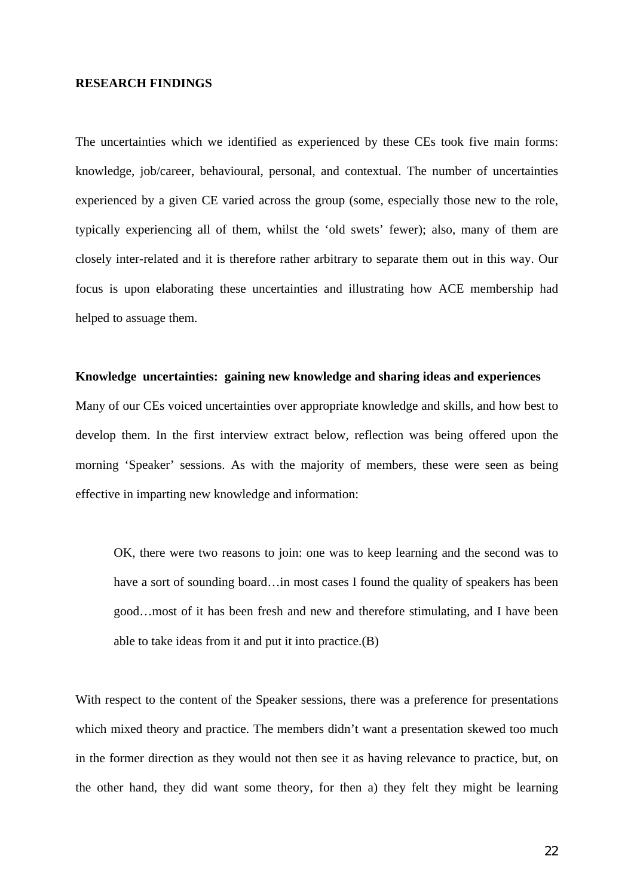## RESEARCH FINDINGS

The uncertainties which we identified as experienced by these CEs took five main forms: knowledge, job/career, behavioural, personal, and contextual. The number of uncertainties experienced by a given CE varied across the group (some, especially those new to the role, typically experiencing all of them, whilst the 'old swets' fewer); also, many of them are closely inter-related and it is therefore rather arbitrary to separate them out in this way. Our focus is upon elaborating these uncertainties and illustrating how ACE membership had helped to assuage them.

### Knowledge uncertainties: gaining new knowledge and sharing ideas and experiences

Many of our CEs voiced uncertainties over appropriate knowledge and skills, and how best to develop them. In the first interview extract below, reflection was being offered upon the morning 'Speaker' sessions. As with the majority of members, these were seen as being effective in imparting new knowledge and information:

> OK, there were two reasons to join: one was to keep learning and the second was to have a sort of sounding board…in most cases I found the quality of speakers has been good…most of it has been fresh and new and therefore stimulating, and I have been able to take ideas from it and put it into practice.(B)

With respect to the content of the Speaker sessions, there was a preference for presentations which mixed theory and practice. The members didn't want a presentation skewed too much in the former direction as they would not then see it as having relevance to practice, but, on the other hand, they did want some theory, for then a) they felt they might be learning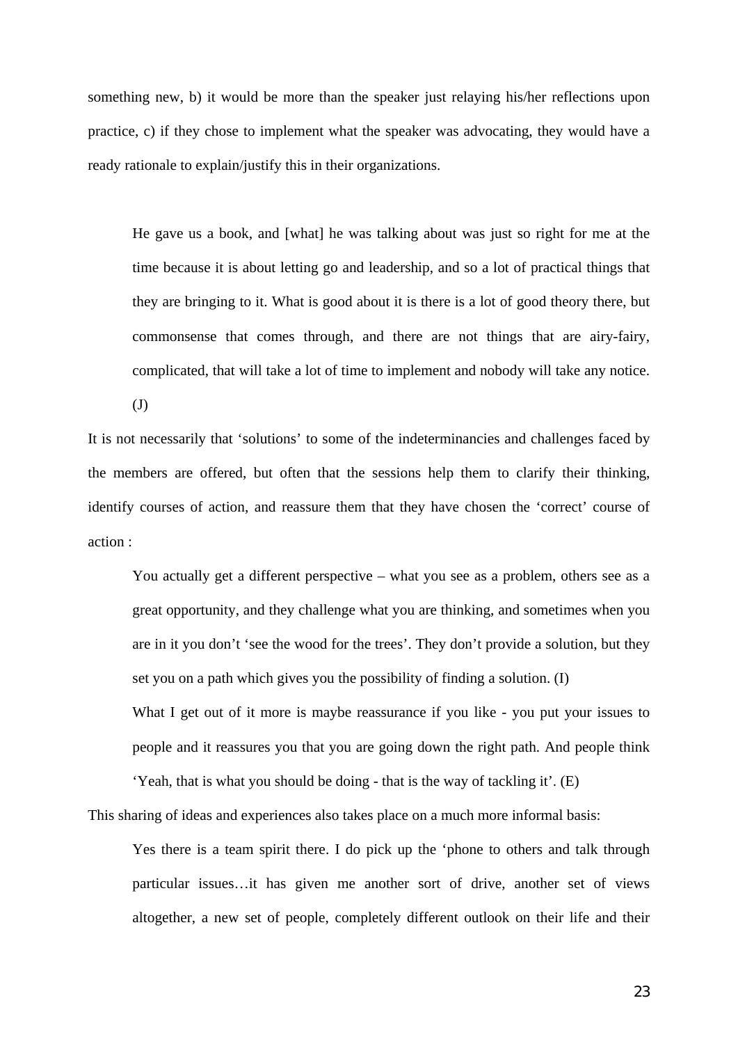something new, b) it would be more than the speaker just relaying his/her reflections upon practice, c) if they chose to implement what the speaker was advocating, they would have a ready rationale to explain/justify this in their organizations.

> He gave us a book, and [what] he was talking about was just so right for me at the time because it is about letting go and leadership, and so a lot of practical things that they are bringing to it. What is good about it is there is a lot of good theory there, but commonsense that comes through, and there are not things that are airy-fairy, complicated, that will take a lot of time to implement and nobody will take any notice. (J)

It is not necessarily that 'solutions' to some of the indeterminancies and challenges faced by the members are offered, but often that the sessions help them to clarify their thinking, identify courses of action, and reassure them that they have chosen the 'correct' course of action :

> You actually get a different perspective – what you see as a problem, others see as a great opportunity, and they challenge what you are thinking, and sometimes when you are in it you don't 'see the wood for the trees'. They don't provide a solution, but they set you on a path which gives you the possibility of finding a solution. (I)
>
> What I get out of it more is maybe reassurance if you like - you put your issues to people and it reassures you that you are going down the right path. And people think 'Yeah, that is what you should be doing - that is the way of tackling it'. (E)

This sharing of ideas and experiences also takes place on a much more informal basis:

> Yes there is a team spirit there. I do pick up the 'phone to others and talk through particular issues…it has given me another sort of drive, another set of views altogether, a new set of people, completely different outlook on their life and their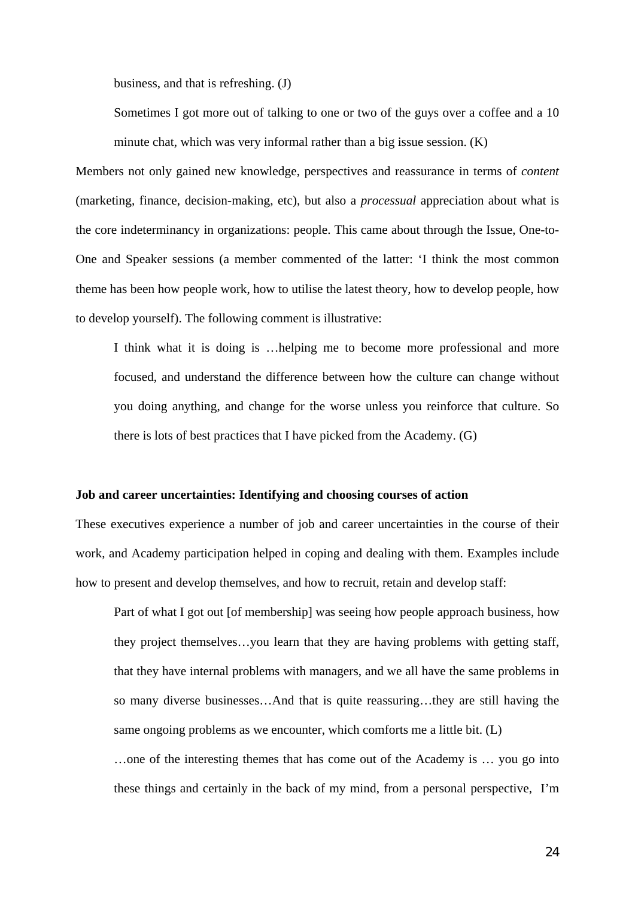> business, and that is refreshing. (J)
>
> Sometimes I got more out of talking to one or two of the guys over a coffee and a 10 minute chat, which was very informal rather than a big issue session. (K)

Members not only gained new knowledge, perspectives and reassurance in terms of *content* (marketing, finance, decision-making, etc), but also a *processual* appreciation about what is the core indeterminancy in organizations: people. This came about through the Issue, One-to-One and Speaker sessions (a member commented of the latter: 'I think the most common theme has been how people work, how to utilise the latest theory, how to develop people, how to develop yourself). The following comment is illustrative:

> I think what it is doing is …helping me to become more professional and more focused, and understand the difference between how the culture can change without you doing anything, and change for the worse unless you reinforce that culture. So there is lots of best practices that I have picked from the Academy. (G)

**Job and career uncertainties: Identifying and choosing courses of action**

These executives experience a number of job and career uncertainties in the course of their work, and Academy participation helped in coping and dealing with them. Examples include how to present and develop themselves, and how to recruit, retain and develop staff:

> Part of what I got out [of membership] was seeing how people approach business, how they project themselves…you learn that they are having problems with getting staff, that they have internal problems with managers, and we all have the same problems in so many diverse businesses…And that is quite reassuring…they are still having the same ongoing problems as we encounter, which comforts me a little bit. (L)
>
> …one of the interesting themes that has come out of the Academy is … you go into these things and certainly in the back of my mind, from a personal perspective, I'm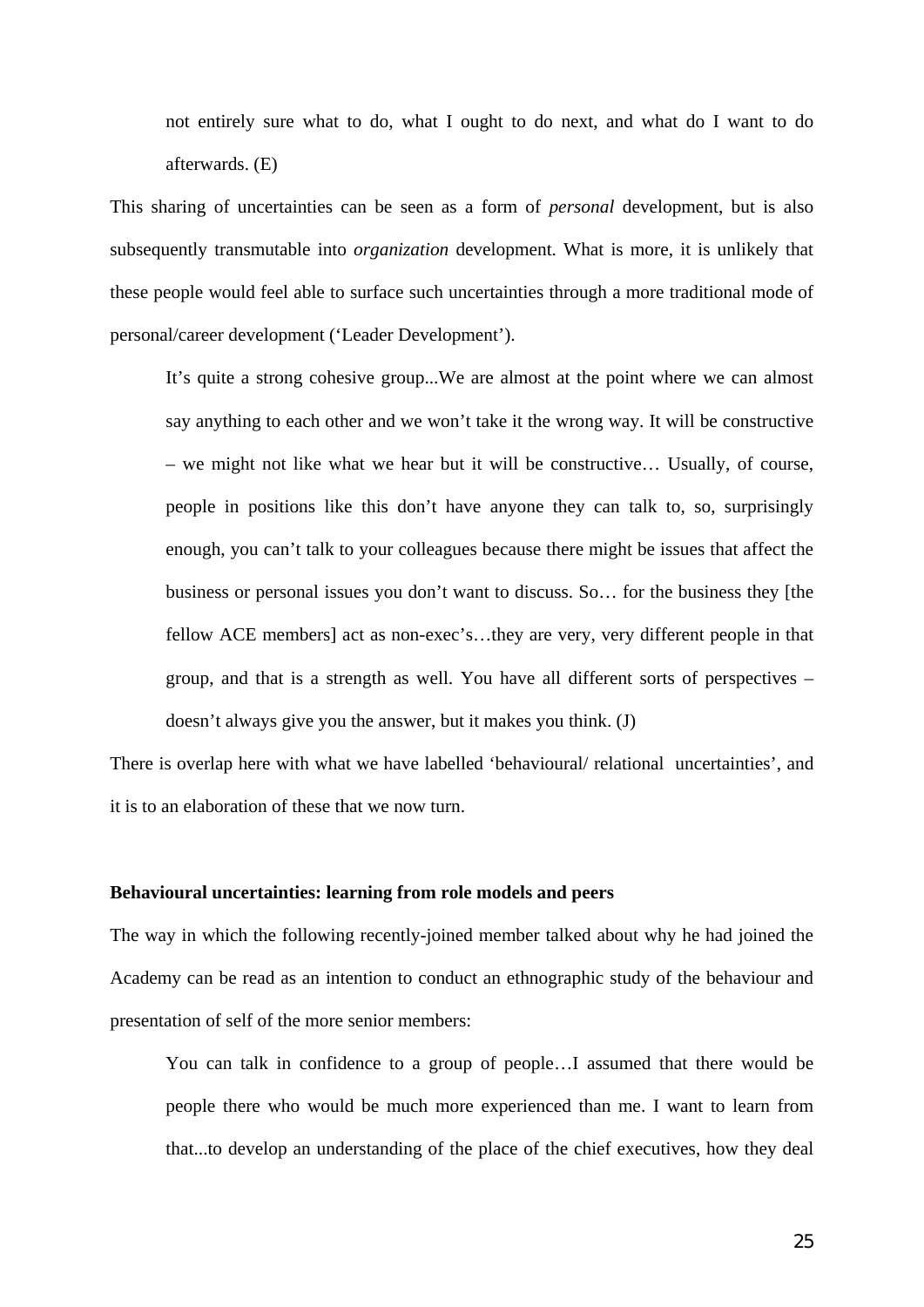> not entirely sure what to do, what I ought to do next, and what do I want to do afterwards. (E)

This sharing of uncertainties can be seen as a form of *personal* development, but is also subsequently transmutable into *organization* development. What is more, it is unlikely that these people would feel able to surface such uncertainties through a more traditional mode of personal/career development ('Leader Development').

> It's quite a strong cohesive group...We are almost at the point where we can almost say anything to each other and we won't take it the wrong way. It will be constructive – we might not like what we hear but it will be constructive… Usually, of course, people in positions like this don't have anyone they can talk to, so, surprisingly enough, you can't talk to your colleagues because there might be issues that affect the business or personal issues you don't want to discuss. So… for the business they [the fellow ACE members] act as non-exec's…they are very, very different people in that group, and that is a strength as well. You have all different sorts of perspectives – doesn't always give you the answer, but it makes you think. (J)

There is overlap here with what we have labelled 'behavioural/ relational uncertainties', and it is to an elaboration of these that we now turn.

**Behavioural uncertainties: learning from role models and peers**

The way in which the following recently-joined member talked about why he had joined the Academy can be read as an intention to conduct an ethnographic study of the behaviour and presentation of self of the more senior members:

> You can talk in confidence to a group of people…I assumed that there would be people there who would be much more experienced than me. I want to learn from that...to develop an understanding of the place of the chief executives, how they deal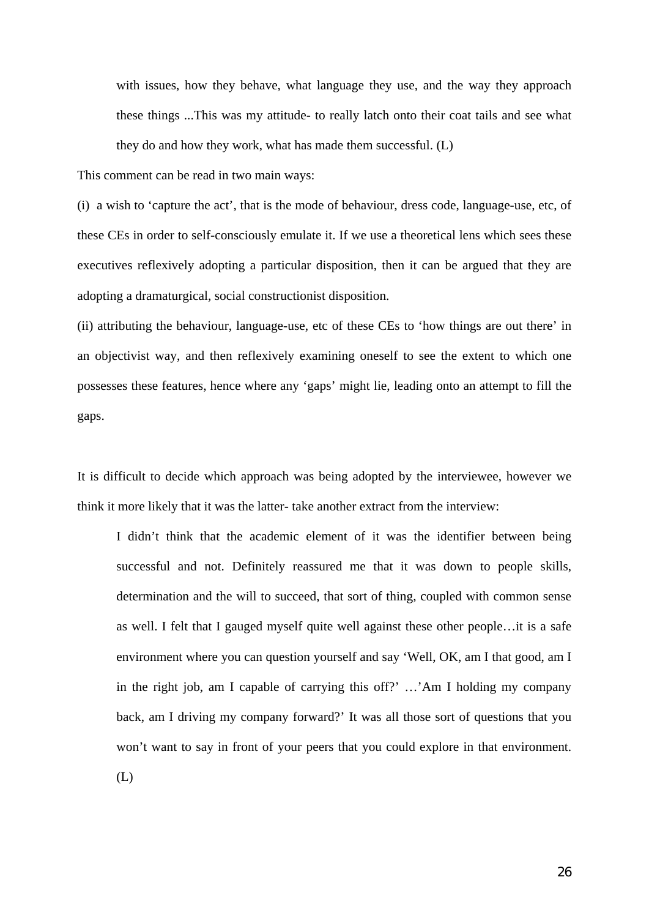> with issues, how they behave, what language they use, and the way they approach these things ...This was my attitude- to really latch onto their coat tails and see what they do and how they work, what has made them successful. (L)

This comment can be read in two main ways:

(i) a wish to 'capture the act', that is the mode of behaviour, dress code, language-use, etc, of these CEs in order to self-consciously emulate it. If we use a theoretical lens which sees these executives reflexively adopting a particular disposition, then it can be argued that they are adopting a dramaturgical, social constructionist disposition.

(ii) attributing the behaviour, language-use, etc of these CEs to 'how things are out there' in an objectivist way, and then reflexively examining oneself to see the extent to which one possesses these features, hence where any 'gaps' might lie, leading onto an attempt to fill the gaps.

It is difficult to decide which approach was being adopted by the interviewee, however we think it more likely that it was the latter- take another extract from the interview:

> I didn't think that the academic element of it was the identifier between being successful and not. Definitely reassured me that it was down to people skills, determination and the will to succeed, that sort of thing, coupled with common sense as well. I felt that I gauged myself quite well against these other people…it is a safe environment where you can question yourself and say 'Well, OK, am I that good, am I in the right job, am I capable of carrying this off?' …'Am I holding my company back, am I driving my company forward?' It was all those sort of questions that you won't want to say in front of your peers that you could explore in that environment. (L)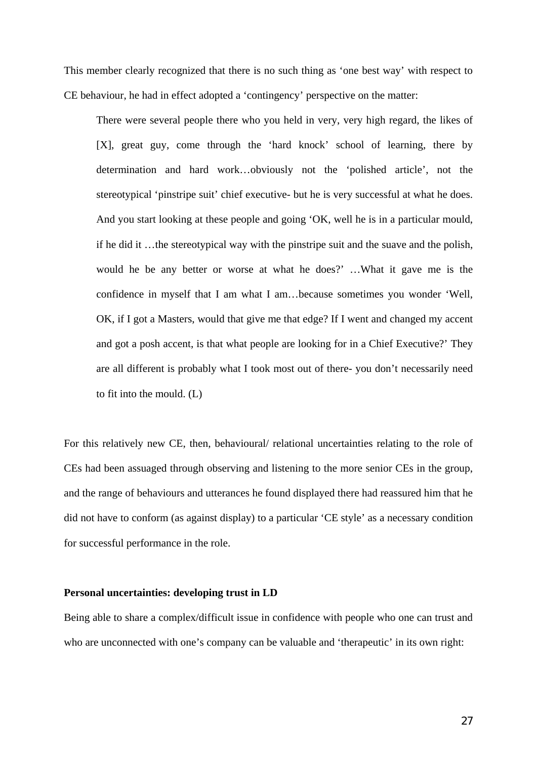This member clearly recognized that there is no such thing as 'one best way' with respect to CE behaviour, he had in effect adopted a 'contingency' perspective on the matter:

> There were several people there who you held in very, very high regard, the likes of [X], great guy, come through the 'hard knock' school of learning, there by determination and hard work…obviously not the 'polished article', not the stereotypical 'pinstripe suit' chief executive- but he is very successful at what he does. And you start looking at these people and going 'OK, well he is in a particular mould, if he did it …the stereotypical way with the pinstripe suit and the suave and the polish, would he be any better or worse at what he does?' …What it gave me is the confidence in myself that I am what I am…because sometimes you wonder 'Well, OK, if I got a Masters, would that give me that edge? If I went and changed my accent and got a posh accent, is that what people are looking for in a Chief Executive?' They are all different is probably what I took most out of there- you don't necessarily need to fit into the mould. (L)

For this relatively new CE, then, behavioural/ relational uncertainties relating to the role of CEs had been assuaged through observing and listening to the more senior CEs in the group, and the range of behaviours and utterances he found displayed there had reassured him that he did not have to conform (as against display) to a particular 'CE style' as a necessary condition for successful performance in the role.

**Personal uncertainties: developing trust in LD**

Being able to share a complex/difficult issue in confidence with people who one can trust and who are unconnected with one's company can be valuable and 'therapeutic' in its own right: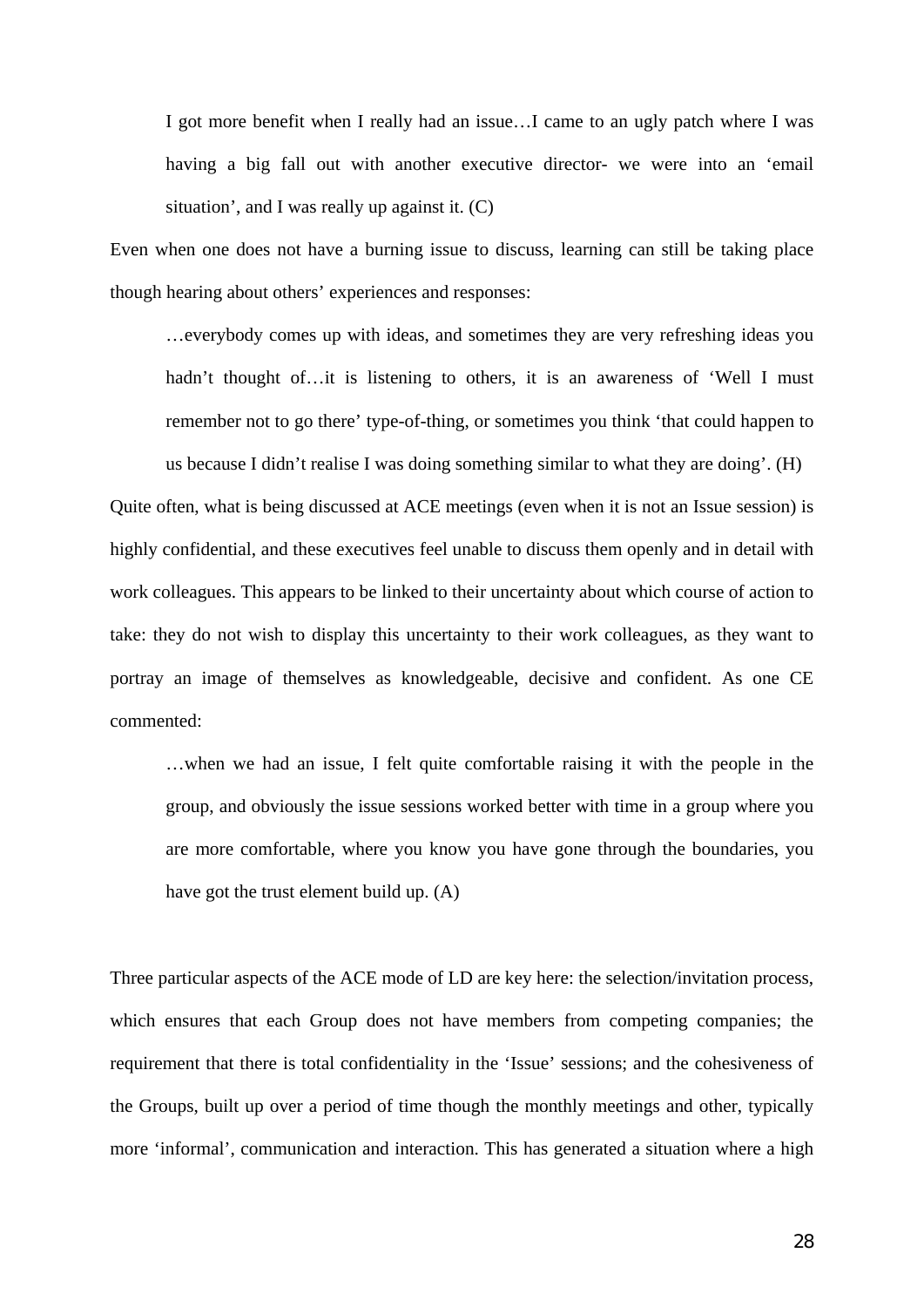> I got more benefit when I really had an issue…I came to an ugly patch where I was having a big fall out with another executive director- we were into an 'email situation', and I was really up against it. (C)

Even when one does not have a burning issue to discuss, learning can still be taking place though hearing about others' experiences and responses:

> …everybody comes up with ideas, and sometimes they are very refreshing ideas you hadn't thought of…it is listening to others, it is an awareness of 'Well I must remember not to go there' type-of-thing, or sometimes you think 'that could happen to us because I didn't realise I was doing something similar to what they are doing'. (H)

Quite often, what is being discussed at ACE meetings (even when it is not an Issue session) is highly confidential, and these executives feel unable to discuss them openly and in detail with work colleagues. This appears to be linked to their uncertainty about which course of action to take: they do not wish to display this uncertainty to their work colleagues, as they want to portray an image of themselves as knowledgeable, decisive and confident. As one CE commented:

> …when we had an issue, I felt quite comfortable raising it with the people in the group, and obviously the issue sessions worked better with time in a group where you are more comfortable, where you know you have gone through the boundaries, you have got the trust element build up. (A)

Three particular aspects of the ACE mode of LD are key here: the selection/invitation process, which ensures that each Group does not have members from competing companies; the requirement that there is total confidentiality in the 'Issue' sessions; and the cohesiveness of the Groups, built up over a period of time though the monthly meetings and other, typically more 'informal', communication and interaction. This has generated a situation where a high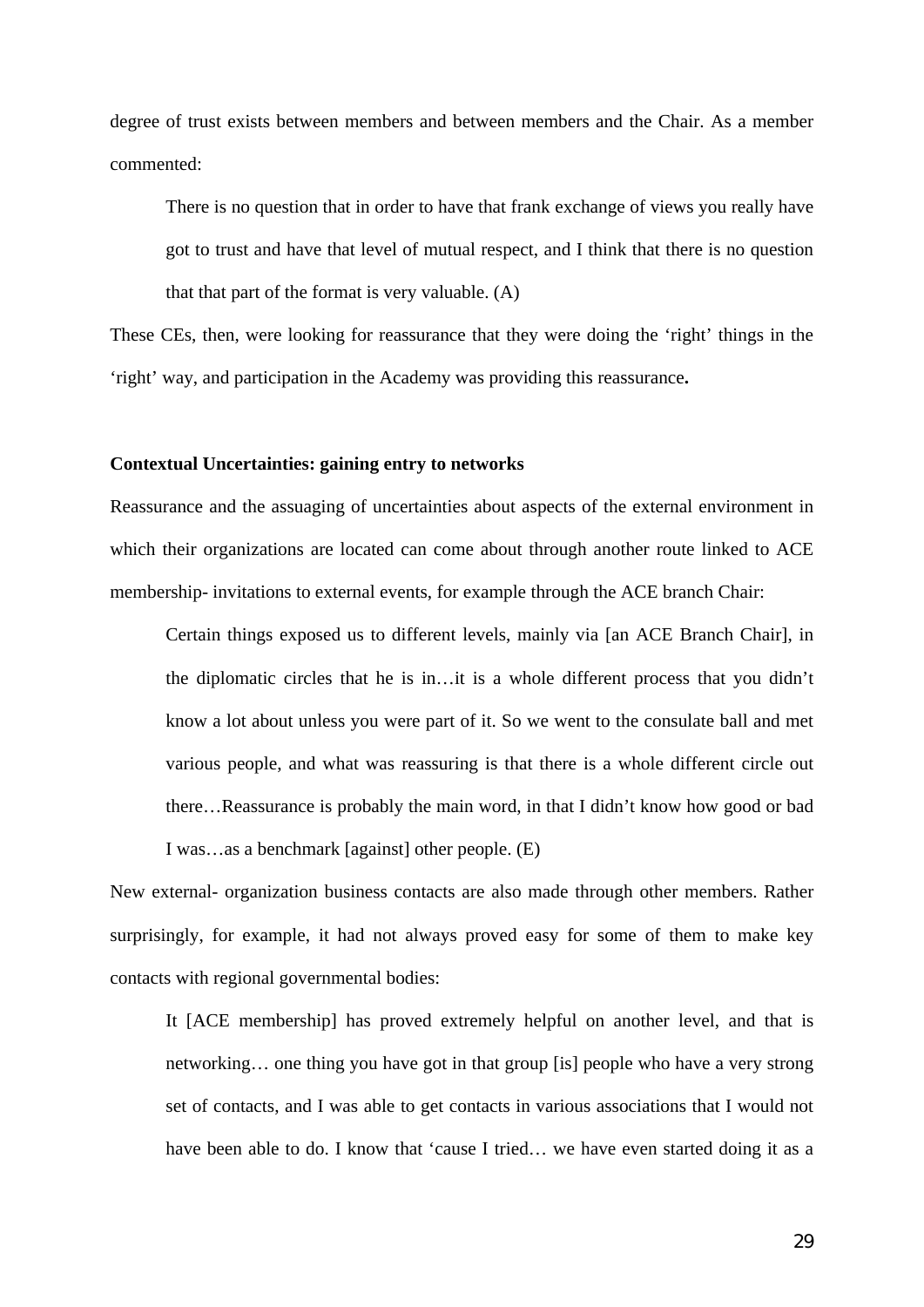degree of trust exists between members and between members and the Chair. As a member commented:

> There is no question that in order to have that frank exchange of views you really have got to trust and have that level of mutual respect, and I think that there is no question that that part of the format is very valuable. (A)

These CEs, then, were looking for reassurance that they were doing the 'right' things in the 'right' way, and participation in the Academy was providing this reassurance**.**

**Contextual Uncertainties: gaining entry to networks**

Reassurance and the assuaging of uncertainties about aspects of the external environment in which their organizations are located can come about through another route linked to ACE membership- invitations to external events, for example through the ACE branch Chair:

> Certain things exposed us to different levels, mainly via [an ACE Branch Chair], in the diplomatic circles that he is in…it is a whole different process that you didn't know a lot about unless you were part of it. So we went to the consulate ball and met various people, and what was reassuring is that there is a whole different circle out there…Reassurance is probably the main word, in that I didn't know how good or bad I was…as a benchmark [against] other people. (E)

New external- organization business contacts are also made through other members. Rather surprisingly, for example, it had not always proved easy for some of them to make key contacts with regional governmental bodies:

> It [ACE membership] has proved extremely helpful on another level, and that is networking… one thing you have got in that group [is] people who have a very strong set of contacts, and I was able to get contacts in various associations that I would not have been able to do. I know that 'cause I tried… we have even started doing it as a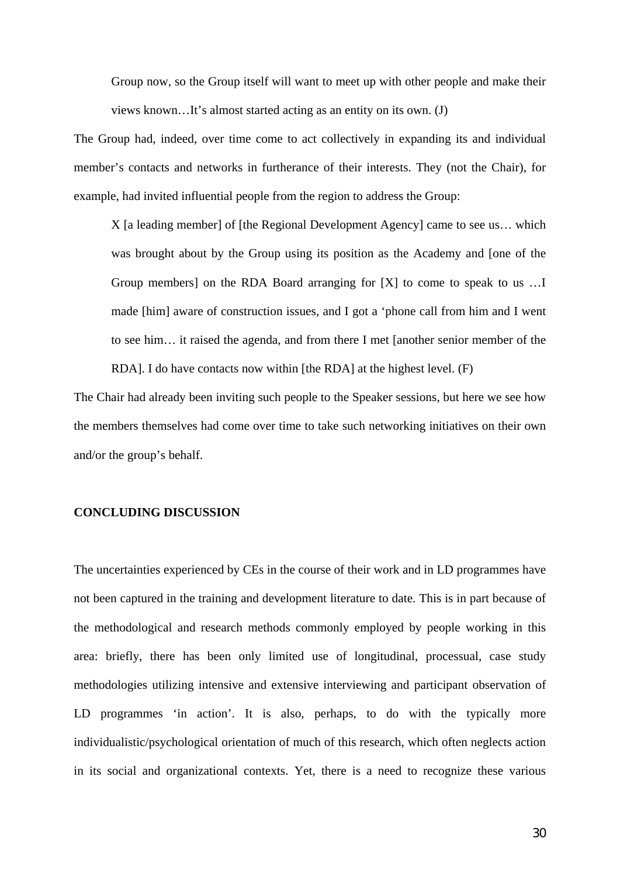> Group now, so the Group itself will want to meet up with other people and make their views known…It's almost started acting as an entity on its own. (J)

The Group had, indeed, over time come to act collectively in expanding its and individual member's contacts and networks in furtherance of their interests. They (not the Chair), for example, had invited influential people from the region to address the Group:

> X [a leading member] of [the Regional Development Agency] came to see us… which was brought about by the Group using its position as the Academy and [one of the Group members] on the RDA Board arranging for [X] to come to speak to us …I made [him] aware of construction issues, and I got a 'phone call from him and I went to see him… it raised the agenda, and from there I met [another senior member of the RDA]. I do have contacts now within [the RDA] at the highest level. (F)

The Chair had already been inviting such people to the Speaker sessions, but here we see how the members themselves had come over time to take such networking initiatives on their own and/or the group's behalf.

## CONCLUDING DISCUSSION

The uncertainties experienced by CEs in the course of their work and in LD programmes have not been captured in the training and development literature to date. This is in part because of the methodological and research methods commonly employed by people working in this area: briefly, there has been only limited use of longitudinal, processual, case study methodologies utilizing intensive and extensive interviewing and participant observation of LD programmes 'in action'. It is also, perhaps, to do with the typically more individualistic/psychological orientation of much of this research, which often neglects action in its social and organizational contexts. Yet, there is a need to recognize these various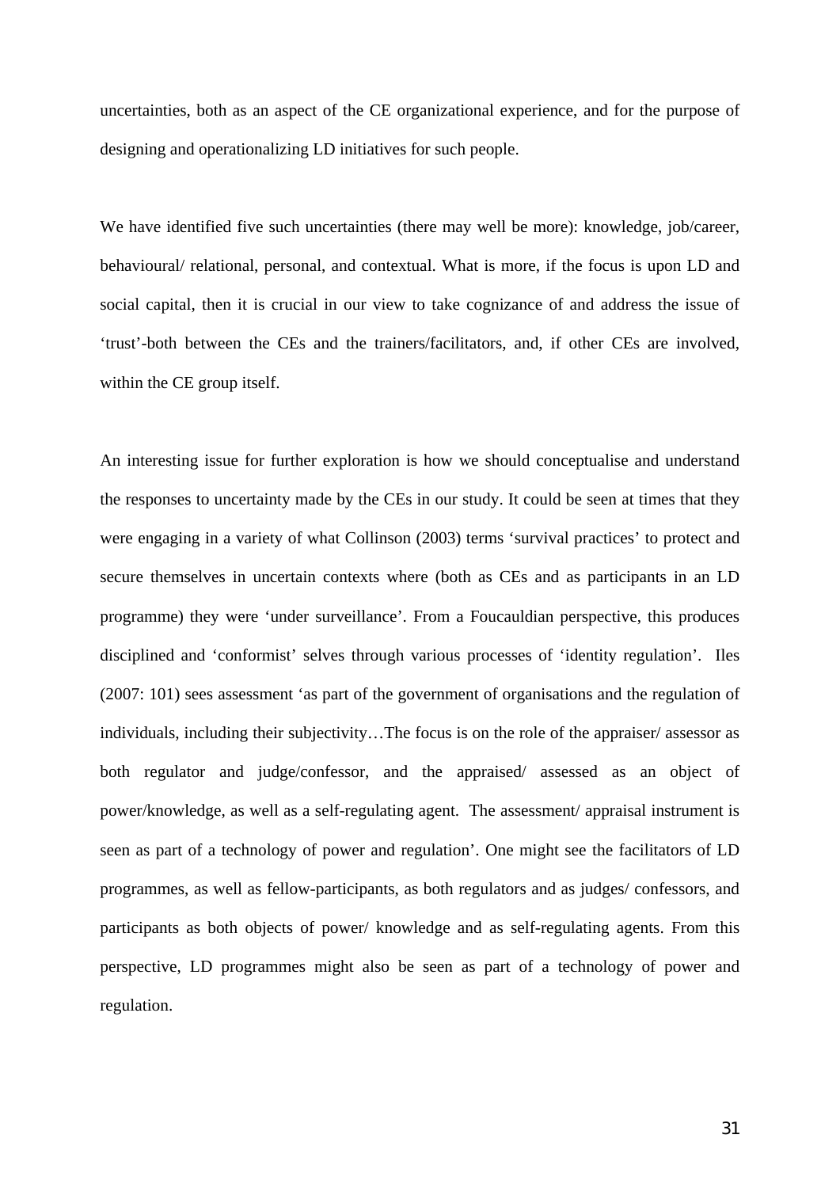uncertainties, both as an aspect of the CE organizational experience, and for the purpose of designing and operationalizing LD initiatives for such people.

We have identified five such uncertainties (there may well be more): knowledge, job/career, behavioural/ relational, personal, and contextual. What is more, if the focus is upon LD and social capital, then it is crucial in our view to take cognizance of and address the issue of 'trust'-both between the CEs and the trainers/facilitators, and, if other CEs are involved, within the CE group itself.

An interesting issue for further exploration is how we should conceptualise and understand the responses to uncertainty made by the CEs in our study. It could be seen at times that they were engaging in a variety of what Collinson (2003) terms 'survival practices' to protect and secure themselves in uncertain contexts where (both as CEs and as participants in an LD programme) they were 'under surveillance'. From a Foucauldian perspective, this produces disciplined and 'conformist' selves through various processes of 'identity regulation'. Iles (2007: 101) sees assessment 'as part of the government of organisations and the regulation of individuals, including their subjectivity…The focus is on the role of the appraiser/ assessor as both regulator and judge/confessor, and the appraised/ assessed as an object of power/knowledge, as well as a self-regulating agent. The assessment/ appraisal instrument is seen as part of a technology of power and regulation'. One might see the facilitators of LD programmes, as well as fellow-participants, as both regulators and as judges/ confessors, and participants as both objects of power/ knowledge and as self-regulating agents. From this perspective, LD programmes might also be seen as part of a technology of power and regulation.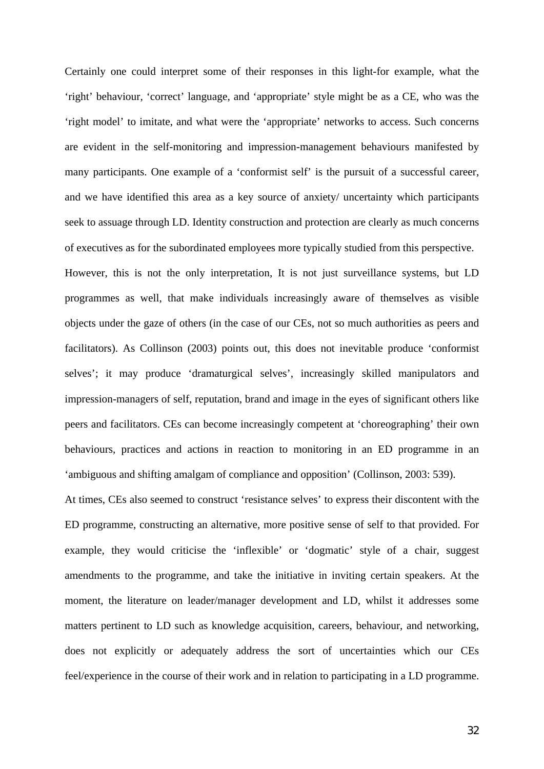Certainly one could interpret some of their responses in this light-for example, what the ‘right’ behaviour, ‘correct’ language, and ‘appropriate’ style might be as a CE, who was the ‘right model’ to imitate, and what were the ‘appropriate’ networks to access. Such concerns are evident in the self-monitoring and impression-management behaviours manifested by many participants. One example of a ‘conformist self’ is the pursuit of a successful career, and we have identified this area as a key source of anxiety/ uncertainty which participants seek to assuage through LD. Identity construction and protection are clearly as much concerns of executives as for the subordinated employees more typically studied from this perspective.

However, this is not the only interpretation, It is not just surveillance systems, but LD programmes as well, that make individuals increasingly aware of themselves as visible objects under the gaze of others (in the case of our CEs, not so much authorities as peers and facilitators). As Collinson (2003) points out, this does not inevitable produce ‘conformist selves’; it may produce ‘dramaturgical selves’, increasingly skilled manipulators and impression-managers of self, reputation, brand and image in the eyes of significant others like peers and facilitators. CEs can become increasingly competent at ‘choreographing’ their own behaviours, practices and actions in reaction to monitoring in an ED programme in an ‘ambiguous and shifting amalgam of compliance and opposition’ (Collinson, 2003: 539).

At times, CEs also seemed to construct ‘resistance selves’ to express their discontent with the ED programme, constructing an alternative, more positive sense of self to that provided. For example, they would criticise the ‘inflexible’ or ‘dogmatic’ style of a chair, suggest amendments to the programme, and take the initiative in inviting certain speakers. At the moment, the literature on leader/manager development and LD, whilst it addresses some matters pertinent to LD such as knowledge acquisition, careers, behaviour, and networking, does not explicitly or adequately address the sort of uncertainties which our CEs feel/experience in the course of their work and in relation to participating in a LD programme.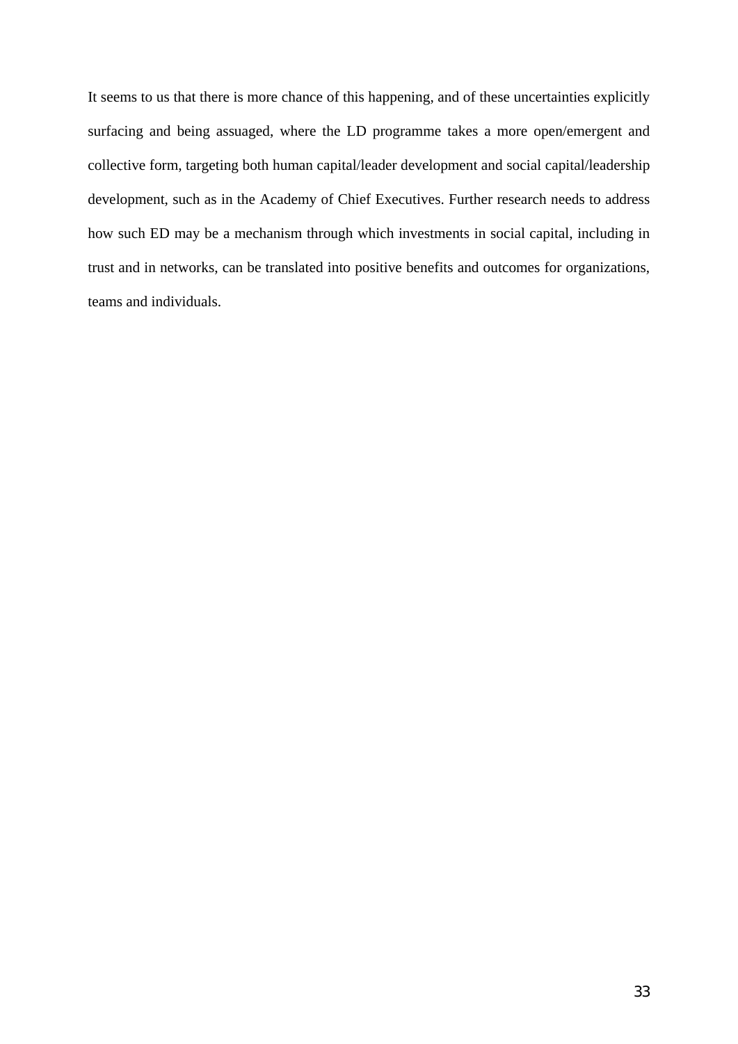It seems to us that there is more chance of this happening, and of these uncertainties explicitly surfacing and being assuaged, where the LD programme takes a more open/emergent and collective form, targeting both human capital/leader development and social capital/leadership development, such as in the Academy of Chief Executives. Further research needs to address how such ED may be a mechanism through which investments in social capital, including in trust and in networks, can be translated into positive benefits and outcomes for organizations, teams and individuals.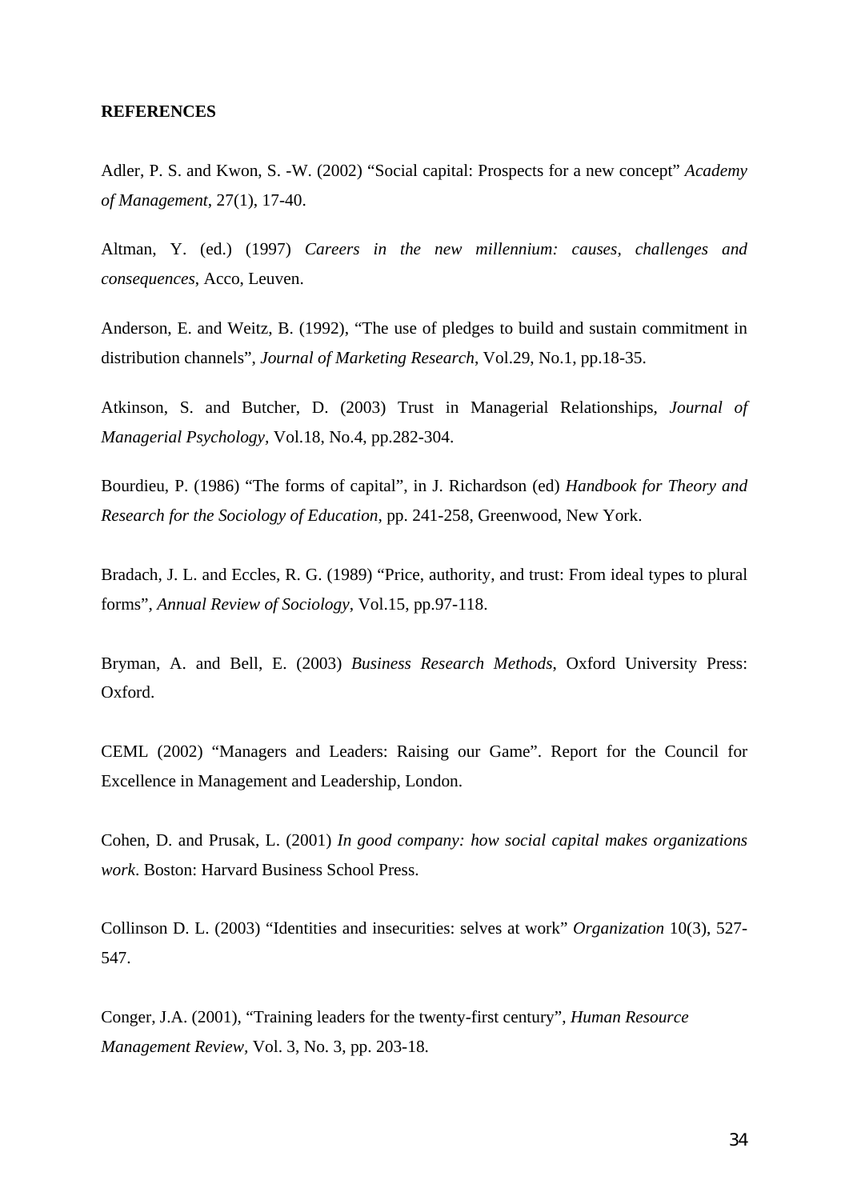**REFERENCES**

Adler, P. S. and Kwon, S. -W. (2002) "Social capital: Prospects for a new concept" *Academy of Management*, 27(1), 17-40.

Altman, Y. (ed.) (1997) *Careers in the new millennium: causes, challenges and consequences*, Acco, Leuven.

Anderson, E. and Weitz, B. (1992), "The use of pledges to build and sustain commitment in distribution channels", *Journal of Marketing Research*, Vol.29, No.1, pp.18-35.

Atkinson, S. and Butcher, D. (2003) Trust in Managerial Relationships, *Journal of Managerial Psychology*, Vol.18, No.4, pp.282-304.

Bourdieu, P. (1986) "The forms of capital", in J. Richardson (ed) *Handbook for Theory and Research for the Sociology of Education*, pp. 241-258, Greenwood, New York.

Bradach, J. L. and Eccles, R. G. (1989) "Price, authority, and trust: From ideal types to plural forms", *Annual Review of Sociology*, Vol.15, pp.97-118.

Bryman, A. and Bell, E. (2003) *Business Research Methods*, Oxford University Press: Oxford.

CEML (2002) "Managers and Leaders: Raising our Game". Report for the Council for Excellence in Management and Leadership, London.

Cohen, D. and Prusak, L. (2001) *In good company: how social capital makes organizations work*. Boston: Harvard Business School Press.

Collinson D. L. (2003) "Identities and insecurities: selves at work" *Organization* 10(3), 527-547.

Conger, J.A. (2001), "Training leaders for the twenty-first century", *Human Resource Management Review*, Vol. 3, No. 3, pp. 203-18.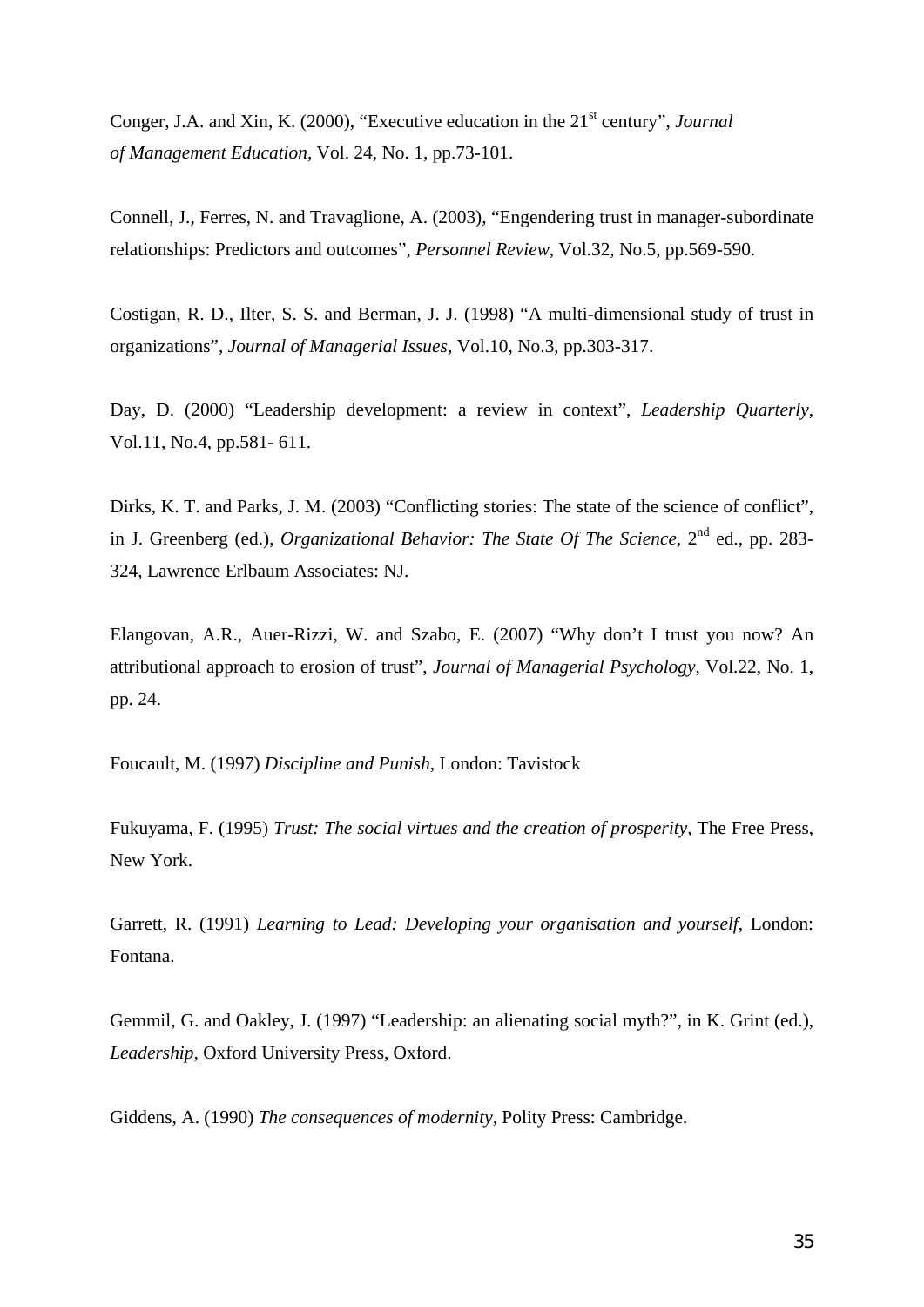Conger, J.A. and Xin, K. (2000), "Executive education in the 21st century", *Journal of Management Education*, Vol. 24, No. 1, pp.73-101.

Connell, J., Ferres, N. and Travaglione, A. (2003), "Engendering trust in manager-subordinate relationships: Predictors and outcomes", *Personnel Review*, Vol.32, No.5, pp.569-590.

Costigan, R. D., Ilter, S. S. and Berman, J. J. (1998) "A multi-dimensional study of trust in organizations", *Journal of Managerial Issues*, Vol.10, No.3, pp.303-317.

Day, D. (2000) "Leadership development: a review in context", *Leadership Quarterly*, Vol.11, No.4, pp.581- 611.

Dirks, K. T. and Parks, J. M. (2003) "Conflicting stories: The state of the science of conflict", in J. Greenberg (ed.), *Organizational Behavior: The State Of The Science*, 2nd ed., pp. 283-324, Lawrence Erlbaum Associates: NJ.

Elangovan, A.R., Auer-Rizzi, W. and Szabo, E. (2007) "Why don't I trust you now? An attributional approach to erosion of trust", *Journal of Managerial Psychology*, Vol.22, No. 1, pp. 24.

Foucault, M. (1997) *Discipline and Punish,* London: Tavistock

Fukuyama, F. (1995) *Trust: The social virtues and the creation of prosperity,* The Free Press, New York.

Garrett, R. (1991) *Learning to Lead: Developing your organisation and yourself*, London: Fontana.

Gemmil, G. and Oakley, J. (1997) "Leadership: an alienating social myth?", in K. Grint (ed.), *Leadership,* Oxford University Press, Oxford.

Giddens, A. (1990) *The consequences of modernity,* Polity Press: Cambridge.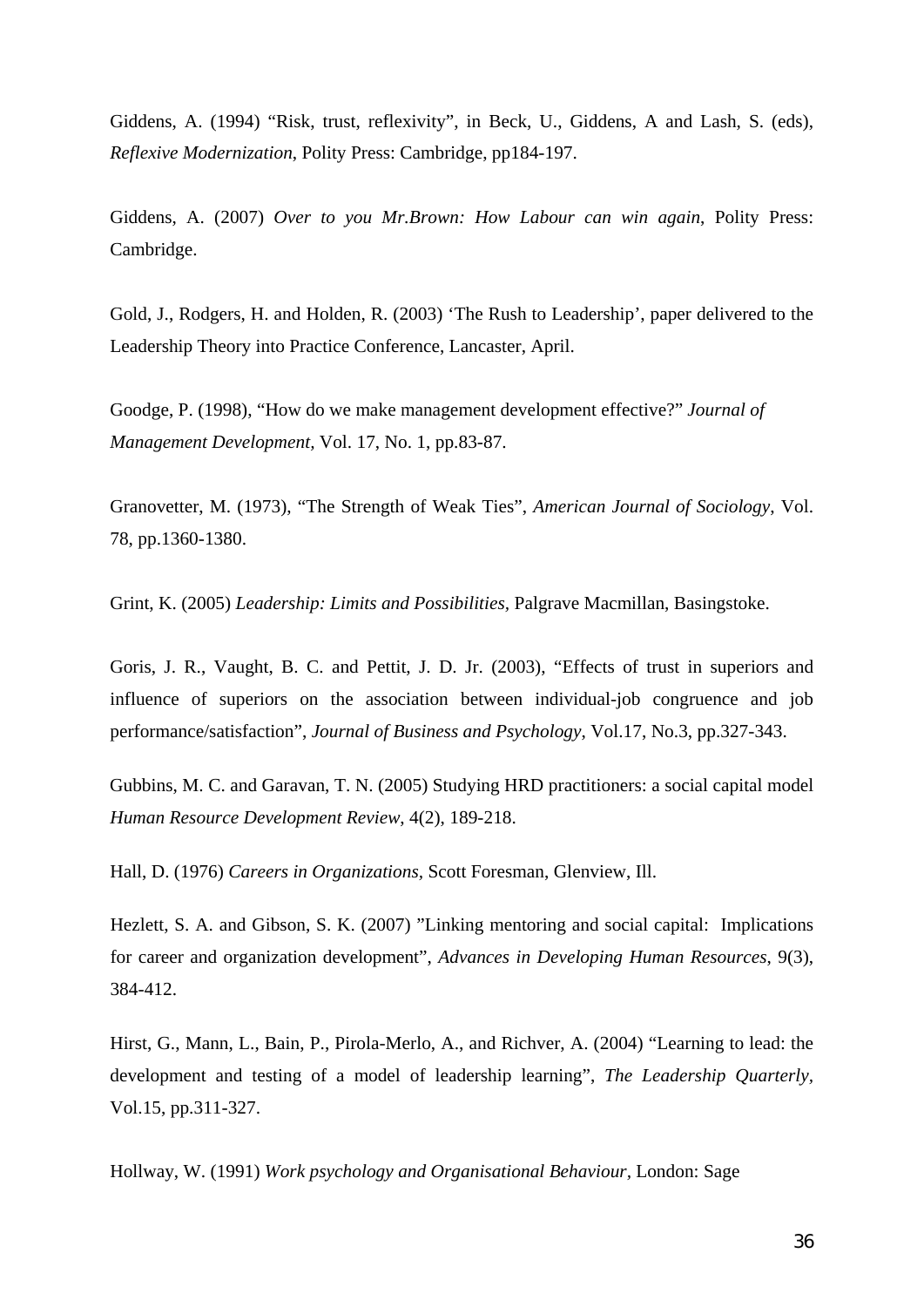Giddens, A. (1994) “Risk, trust, reflexivity”, in Beck, U., Giddens, A and Lash, S. (eds), *Reflexive Modernization*, Polity Press: Cambridge, pp184-197.

Giddens, A. (2007) *Over to you Mr.Brown: How Labour can win again*, Polity Press: Cambridge.

Gold, J., Rodgers, H. and Holden, R. (2003) ‘The Rush to Leadership’, paper delivered to the Leadership Theory into Practice Conference, Lancaster, April.

Goodge, P. (1998), “How do we make management development effective?” *Journal of Management Development*, Vol. 17, No. 1, pp.83-87.

Granovetter, M. (1973), “The Strength of Weak Ties”, *American Journal of Sociology*, Vol. 78, pp.1360-1380.

Grint, K. (2005) *Leadership: Limits and Possibilities*, Palgrave Macmillan, Basingstoke.

Goris, J. R., Vaught, B. C. and Pettit, J. D. Jr. (2003), “Effects of trust in superiors and influence of superiors on the association between individual-job congruence and job performance/satisfaction”, *Journal of Business and Psychology*, Vol.17, No.3, pp.327-343.

Gubbins, M. C. and Garavan, T. N. (2005) Studying HRD practitioners: a social capital model *Human Resource Development Review*, 4(2), 189-218.

Hall, D. (1976) *Careers in Organizations*, Scott Foresman, Glenview, Ill.

Hezlett, S. A. and Gibson, S. K. (2007) ”Linking mentoring and social capital: Implications for career and organization development”, *Advances in Developing Human Resources*, 9(3), 384-412.

Hirst, G., Mann, L., Bain, P., Pirola-Merlo, A., and Richver, A. (2004) “Learning to lead: the development and testing of a model of leadership learning”, *The Leadership Quarterly*, Vol.15, pp.311-327.

Hollway, W. (1991) *Work psychology and Organisational Behaviour*, London: Sage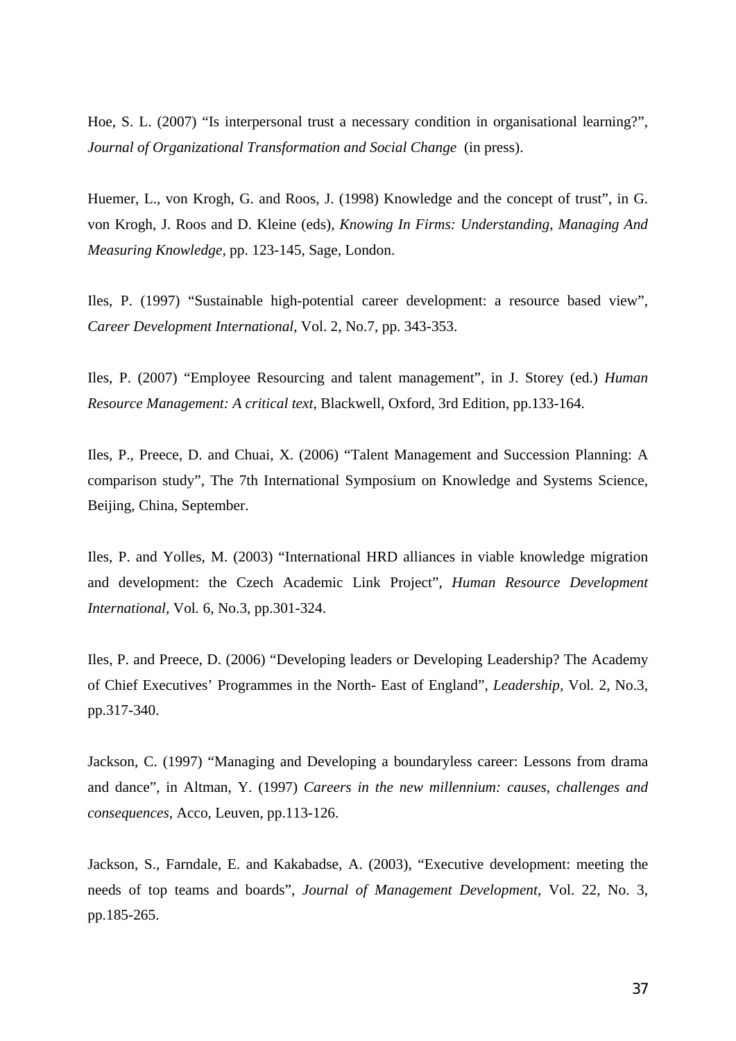Hoe, S. L. (2007) “Is interpersonal trust a necessary condition in organisational learning?”, *Journal of Organizational Transformation and Social Change* (in press).

Huemer, L., von Krogh, G. and Roos, J. (1998) Knowledge and the concept of trust”, in G. von Krogh, J. Roos and D. Kleine (eds), *Knowing In Firms: Understanding, Managing And Measuring Knowledge,* pp. 123-145, Sage, London.

Iles, P. (1997) “Sustainable high-potential career development: a resource based view”, *Career Development International,* Vol. 2, No.7, pp. 343-353.

Iles, P. (2007) “Employee Resourcing and talent management”, in J. Storey (ed.) *Human Resource Management: A critical text,* Blackwell, Oxford, 3rd Edition, pp.133-164.

Iles, P., Preece, D. and Chuai, X. (2006) “Talent Management and Succession Planning: A comparison study”, The 7th International Symposium on Knowledge and Systems Science, Beijing, China, September.

Iles, P. and Yolles, M. (2003) “International HRD alliances in viable knowledge migration and development: the Czech Academic Link Project”, *Human Resource Development International*, Vol. 6, No.3, pp.301-324.

Iles, P. and Preece, D. (2006) “Developing leaders or Developing Leadership? The Academy of Chief Executives’ Programmes in the North- East of England”, *Leadership*, Vol. 2, No.3, pp.317-340.

Jackson, C. (1997) “Managing and Developing a boundaryless career: Lessons from drama and dance”, in Altman, Y. (1997) *Careers in the new millennium: causes, challenges and consequences*, Acco, Leuven, pp.113-126.

Jackson, S., Farndale, E. and Kakabadse, A. (2003), “Executive development: meeting the needs of top teams and boards”, *Journal of Management Development*, Vol. 22, No. 3, pp.185-265.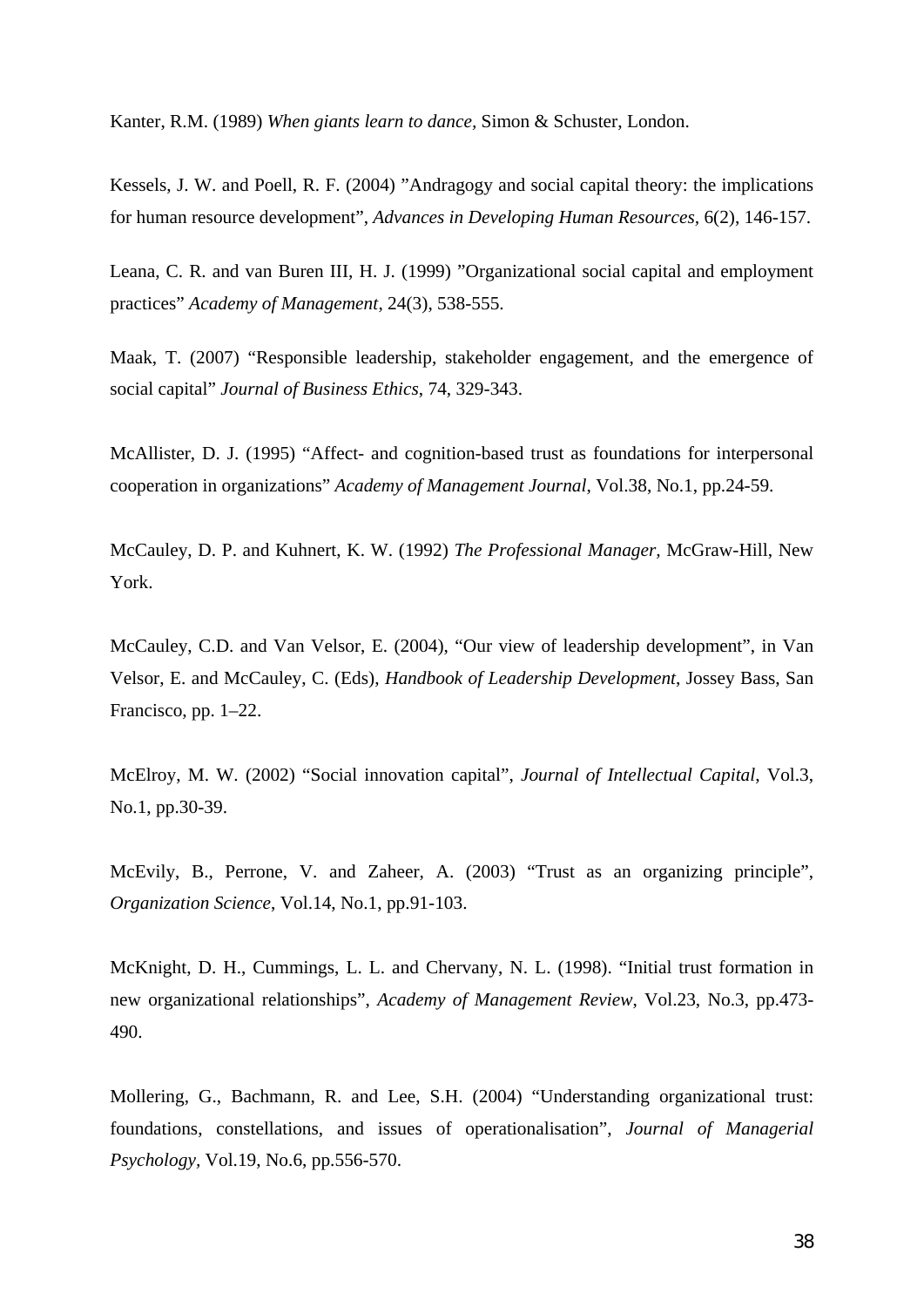Kanter, R.M. (1989) *When giants learn to dance*, Simon & Schuster, London.

Kessels, J. W. and Poell, R. F. (2004) ”Andragogy and social capital theory: the implications for human resource development”, *Advances in Developing Human Resources*, 6(2), 146-157.

Leana, C. R. and van Buren III, H. J. (1999) ”Organizational social capital and employment practices” *Academy of Management*, 24(3), 538-555.

Maak, T. (2007) “Responsible leadership, stakeholder engagement, and the emergence of social capital” *Journal of Business Ethics*, 74, 329-343.

McAllister, D. J. (1995) “Affect- and cognition-based trust as foundations for interpersonal cooperation in organizations” *Academy of Management Journal*, Vol.38, No.1, pp.24-59.

McCauley, D. P. and Kuhnert, K. W. (1992) *The Professional Manager*, McGraw-Hill, New York.

McCauley, C.D. and Van Velsor, E. (2004), “Our view of leadership development”, in Van Velsor, E. and McCauley, C. (Eds), *Handbook of Leadership Development*, Jossey Bass, San Francisco, pp. 1–22.

McElroy, M. W. (2002) “Social innovation capital”, *Journal of Intellectual Capital*, Vol.3, No.1, pp.30-39.

McEvily, B., Perrone, V. and Zaheer, A. (2003) “Trust as an organizing principle”, *Organization Science*, Vol.14, No.1, pp.91-103.

McKnight, D. H., Cummings, L. L. and Chervany, N. L. (1998). “Initial trust formation in new organizational relationships”, *Academy of Management Review*, Vol.23, No.3, pp.473-490.

Mollering, G., Bachmann, R. and Lee, S.H. (2004) “Understanding organizational trust: foundations, constellations, and issues of operationalisation”, *Journal of Managerial Psychology*, Vol.19, No.6, pp.556-570.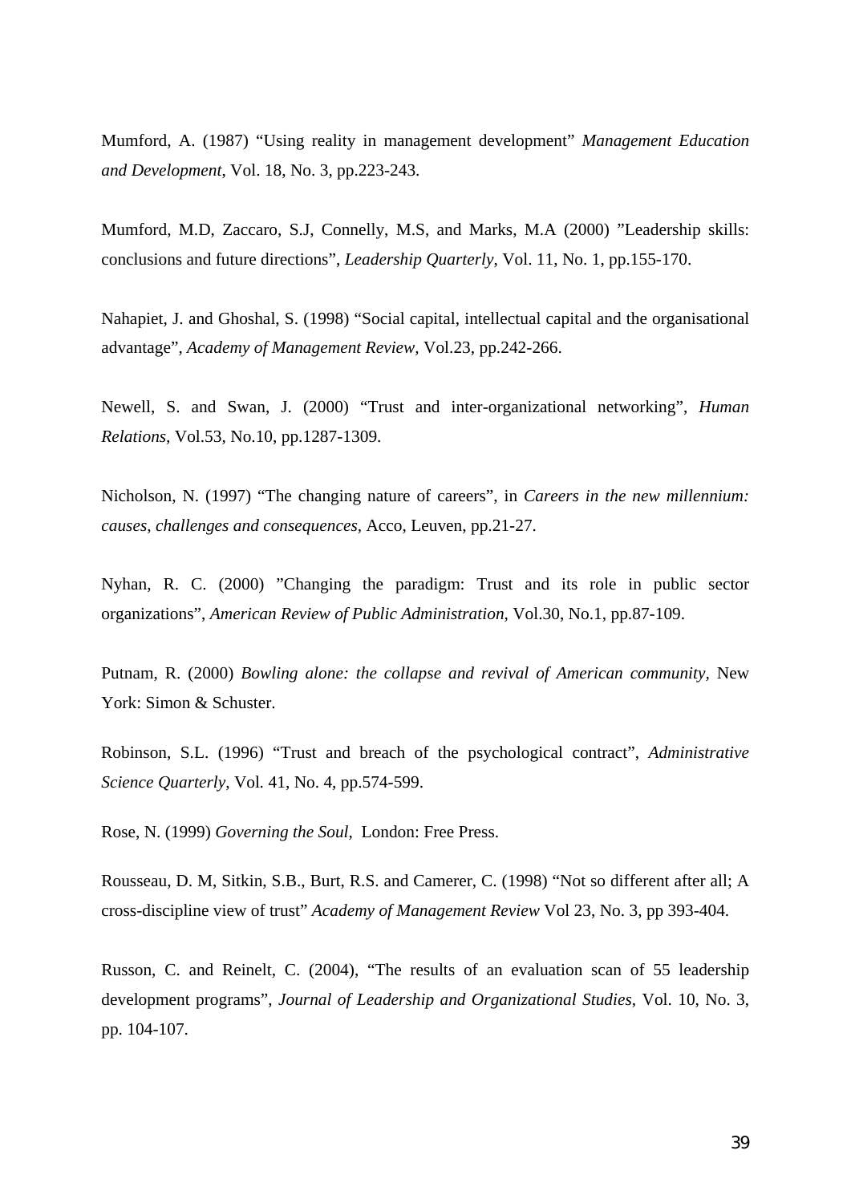Mumford, A. (1987) “Using reality in management development” *Management Education and Development*, Vol. 18, No. 3, pp.223-243.

Mumford, M.D, Zaccaro, S.J, Connelly, M.S, and Marks, M.A (2000) ”Leadership skills: conclusions and future directions”, *Leadership Quarterly*, Vol. 11, No. 1, pp.155-170.

Nahapiet, J. and Ghoshal, S. (1998) “Social capital, intellectual capital and the organisational advantage”, *Academy of Management Review*, Vol.23, pp.242-266.

Newell, S. and Swan, J. (2000) “Trust and inter-organizational networking”, *Human Relations*, Vol.53, No.10, pp.1287-1309.

Nicholson, N. (1997) “The changing nature of careers”, in *Careers in the new millennium: causes, challenges and consequences*, Acco, Leuven, pp.21-27.

Nyhan, R. C. (2000) ”Changing the paradigm: Trust and its role in public sector organizations”, *American Review of Public Administration*, Vol.30, No.1, pp.87-109.

Putnam, R. (2000) *Bowling alone: the collapse and revival of American community*, New York: Simon & Schuster.

Robinson, S.L. (1996) “Trust and breach of the psychological contract”, *Administrative Science Quarterly*, Vol. 41, No. 4, pp.574-599.

Rose, N. (1999) *Governing the Soul*, London: Free Press.

Rousseau, D. M, Sitkin, S.B., Burt, R.S. and Camerer, C. (1998) “Not so different after all; A cross-discipline view of trust” *Academy of Management Review* Vol 23, No. 3, pp 393-404.

Russon, C. and Reinelt, C. (2004), “The results of an evaluation scan of 55 leadership development programs”, *Journal of Leadership and Organizational Studies*, Vol. 10, No. 3, pp. 104-107.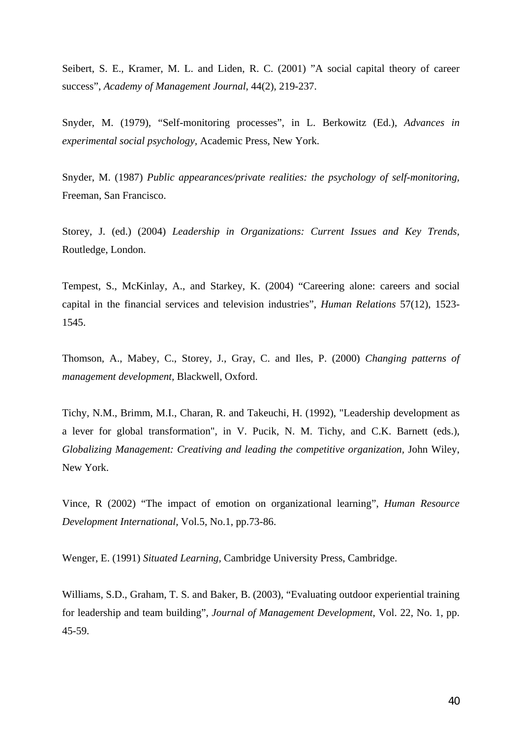Seibert, S. E., Kramer, M. L. and Liden, R. C. (2001) ”A social capital theory of career success”, *Academy of Management Journal*, 44(2), 219-237.

Snyder, M. (1979), “Self-monitoring processes”, in L. Berkowitz (Ed.), *Advances in experimental social psychology,* Academic Press, New York.

Snyder, M. (1987) *Public appearances/private realities: the psychology of self-monitoring,* Freeman, San Francisco.

Storey, J. (ed.) (2004) *Leadership in Organizations: Current Issues and Key Trends,* Routledge, London.

Tempest, S., McKinlay, A., and Starkey, K. (2004) “Careering alone: careers and social capital in the financial services and television industries”, *Human Relations* 57(12), 1523-1545.

Thomson, A., Mabey, C., Storey, J., Gray, C. and Iles, P. (2000) *Changing patterns of management development,* Blackwell, Oxford.

Tichy, N.M., Brimm, M.I., Charan, R. and Takeuchi, H. (1992), "Leadership development as a lever for global transformation", in V. Pucik, N. M. Tichy, and C.K. Barnett (eds.), *Globalizing Management: Creativing and leading the competitive organization,* John Wiley, New York.

Vince, R (2002) “The impact of emotion on organizational learning”, *Human Resource Development International,* Vol.5, No.1, pp.73-86.

Wenger, E. (1991) *Situated Learning,* Cambridge University Press, Cambridge.

Williams, S.D., Graham, T. S. and Baker, B. (2003), “Evaluating outdoor experiential training for leadership and team building”, *Journal of Management Development*, Vol. 22, No. 1, pp. 45-59.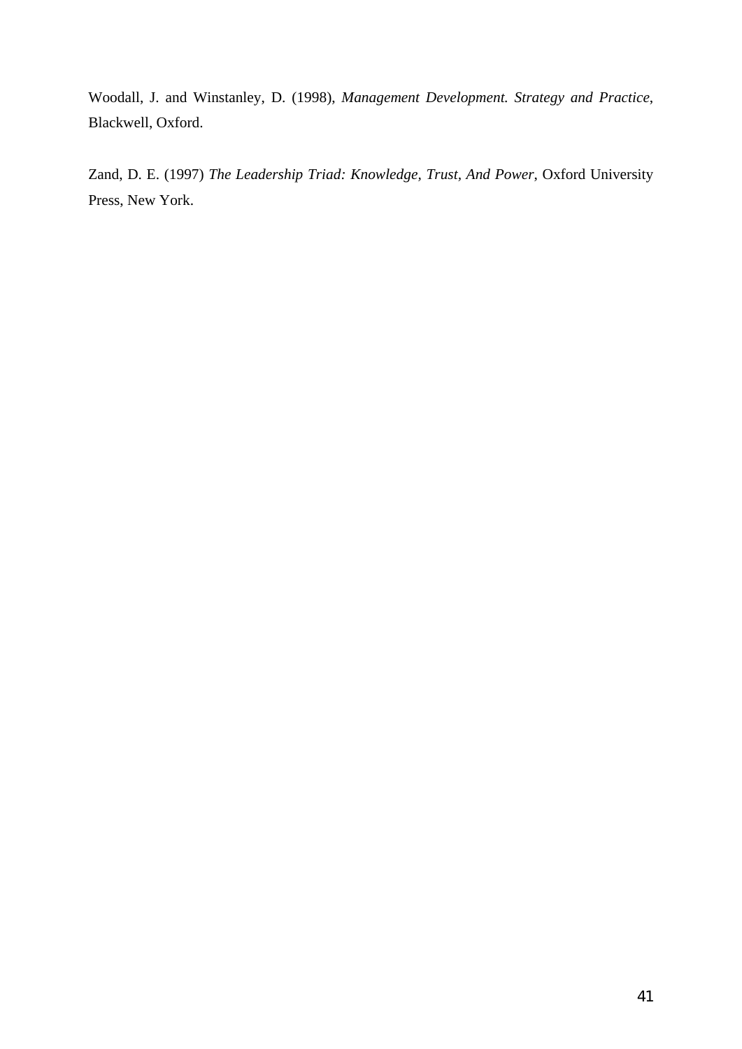Woodall, J. and Winstanley, D. (1998), *Management Development. Strategy and Practice*, Blackwell, Oxford.

Zand, D. E. (1997) *The Leadership Triad: Knowledge, Trust, And Power*, Oxford University Press, New York.